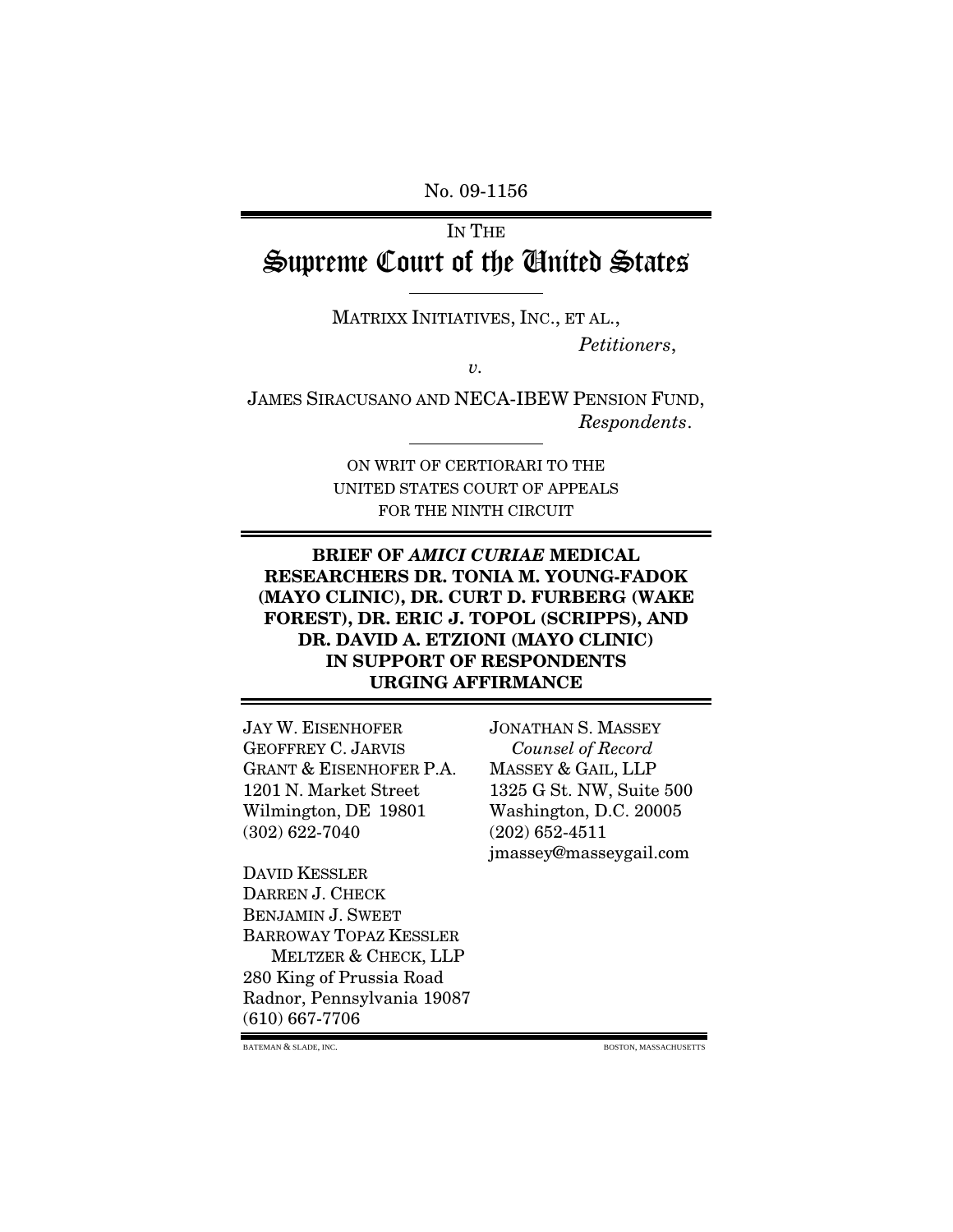No. 09-1156

IN THE

# Supreme Court of the United States

MATRIXX INITIATIVES, INC., ET AL.,

*Petitioners*,

*v.*

JAMES SIRACUSANO AND NECA-IBEW PENSION FUND,

*Respondents*.

ON WRIT OF CERTIORARI TO THE UNITED STATES COURT OF APPEALS FOR THE NINTH CIRCUIT

**BRIEF OF *AMICI CURIAE* MEDICAL RESEARCHERS DR. TONIA M. YOUNG-FADOK (MAYO CLINIC), DR. CURT D. FURBERG (WAKE FOREST), DR. ERIC J. TOPOL (SCRIPPS), AND DR. DAVID A. ETZIONI (MAYO CLINIC) IN SUPPORT OF RESPONDENTS URGING AFFIRMANCE**

JONATHAN S. MASSEY
*Counsel of Record*
MASSEY & GAIL, LLP
1325 G St. NW, Suite 500
Washington, D.C. 20005
(202) 652-4511
jmassey@masseygail.com

JAY W. EISENHOFER
GEOFFREY C. JARVIS
GRANT & EISENHOFER P.A.
1201 N. Market Street
Wilmington, DE 19801
(302) 622-7040

DAVID KESSLER
DARREN J. CHECK
BENJAMIN J. SWEET
BARROWAY TOPAZ KESSLER MELTZER & CHECK, LLP
280 King of Prussia Road
Radnor, Pennsylvania 19087
(610) 667-7706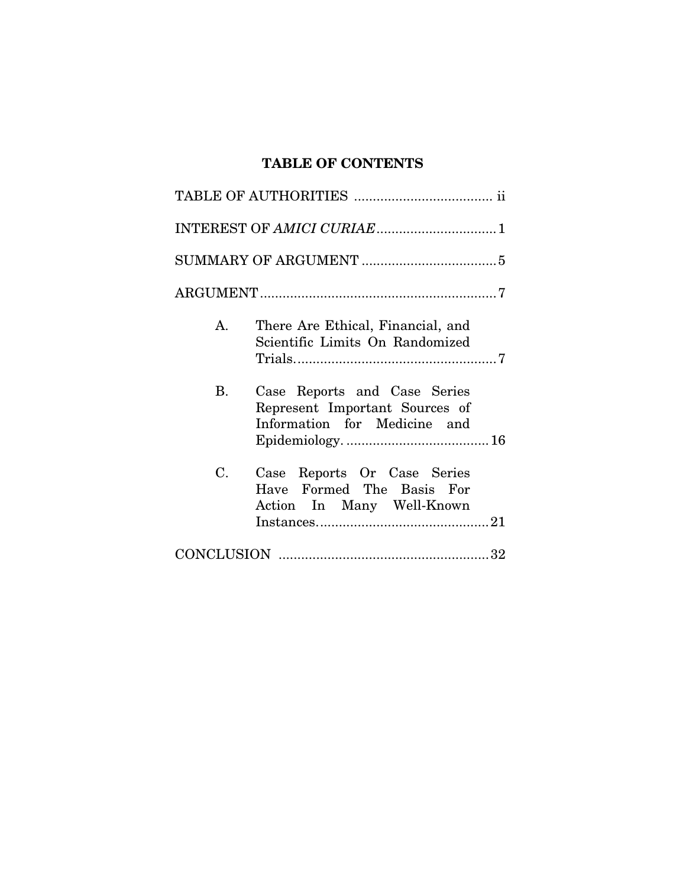## TABLE OF CONTENTS

TABLE OF AUTHORITIES ..................................... ii

INTEREST OF *AMICI CURIAE* ................................ 1

SUMMARY OF ARGUMENT .................................... 5

ARGUMENT ............................................................... 7

A. There Are Ethical, Financial, and Scientific Limits On Randomized Trials. ..................................................... 7

B. Case Reports and Case Series Represent Important Sources of Information for Medicine and Epidemiology. ...................................... 16

C. Case Reports Or Case Series Have Formed The Basis For Action In Many Well-Known Instances. ............................................ 21

CONCLUSION ........................................................ 32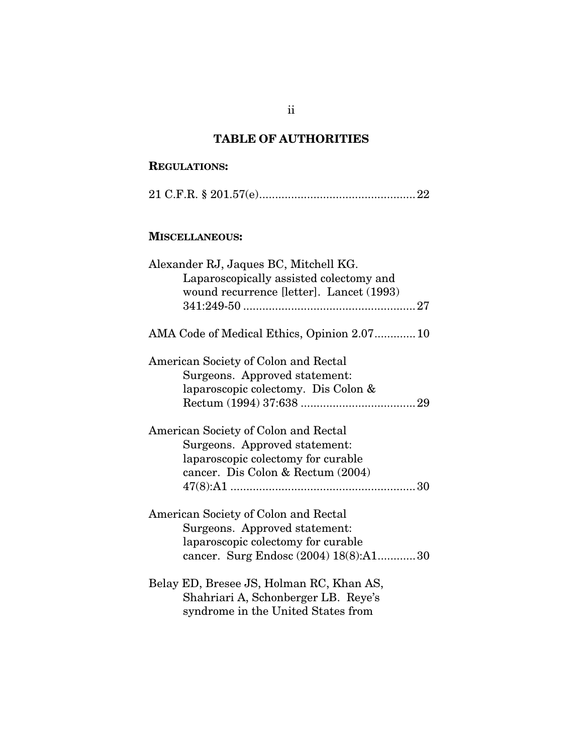## TABLE OF AUTHORITIES

**REGULATIONS:**

21 C.F.R. § 201.57(e)................................................22

**MISCELLANEOUS:**

Alexander RJ, Jaques BC, Mitchell KG. Laparoscopically assisted colectomy and wound recurrence [letter]. Lancet (1993) 341:249-50 ......................................................27

AMA Code of Medical Ethics, Opinion 2.07.............10

American Society of Colon and Rectal Surgeons. Approved statement: laparoscopic colectomy. Dis Colon & Rectum (1994) 37:638 ....................................29

American Society of Colon and Rectal Surgeons. Approved statement: laparoscopic colectomy for curable cancer. Dis Colon & Rectum (2004) 47(8):A1 ..........................................................30

American Society of Colon and Rectal Surgeons. Approved statement: laparoscopic colectomy for curable cancer. Surg Endosc (2004) 18(8):A1............30

Belay ED, Bresee JS, Holman RC, Khan AS, Shahriari A, Schonberger LB. Reye's syndrome in the United States from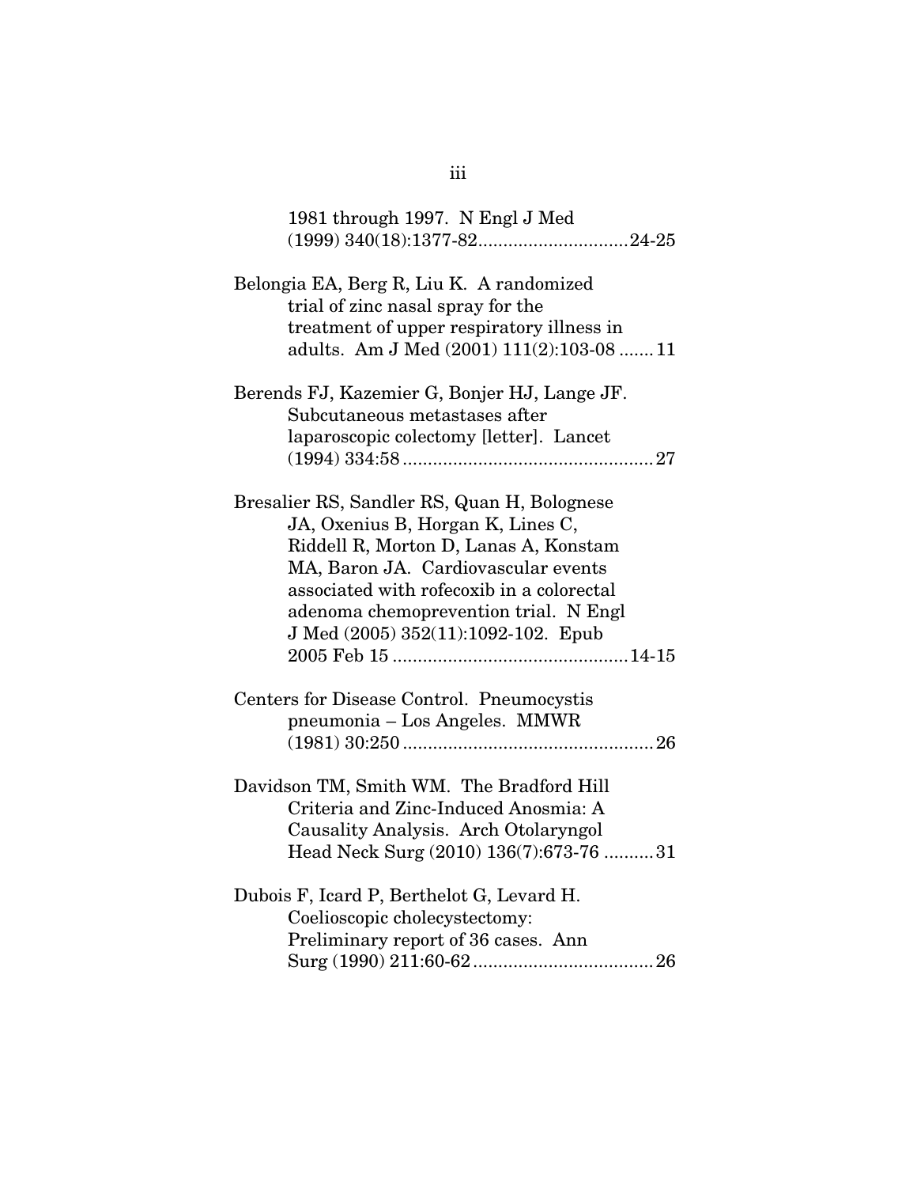1981 through 1997. N Engl J Med (1999) 340(18):1377-82..............................24-25

Belongia EA, Berg R, Liu K. A randomized trial of zinc nasal spray for the treatment of upper respiratory illness in adults. Am J Med (2001) 111(2):103-08 ....... 11

Berends FJ, Kazemier G, Bonjer HJ, Lange JF. Subcutaneous metastases after laparoscopic colectomy [letter]. Lancet (1994) 334:58 .................................................. 27

Bresalier RS, Sandler RS, Quan H, Bolognese JA, Oxenius B, Horgan K, Lines C, Riddell R, Morton D, Lanas A, Konstam MA, Baron JA. Cardiovascular events associated with rofecoxib in a colorectal adenoma chemoprevention trial. N Engl J Med (2005) 352(11):1092-102. Epub 2005 Feb 15 ............................................... 14-15

Centers for Disease Control. Pneumocystis pneumonia – Los Angeles. MMWR (1981) 30:250 .................................................. 26

Davidson TM, Smith WM. The Bradford Hill Criteria and Zinc-Induced Anosmia: A Causality Analysis. Arch Otolaryngol Head Neck Surg (2010) 136(7):673-76 .......... 31

Dubois F, Icard P, Berthelot G, Levard H. Coelioscopic cholecystectomy: Preliminary report of 36 cases. Ann Surg (1990) 211:60-62 .................................... 26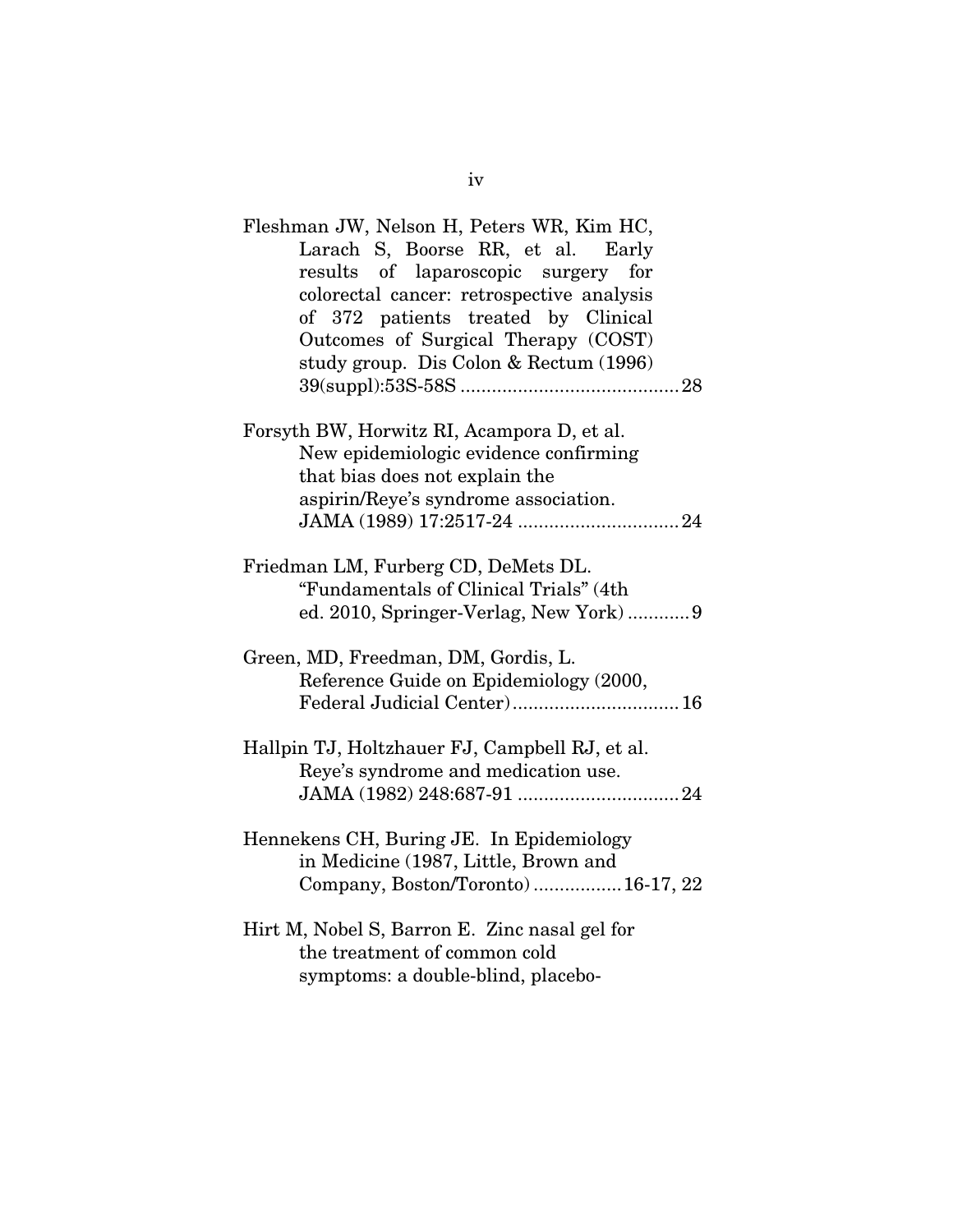Fleshman JW, Nelson H, Peters WR, Kim HC, Larach S, Boorse RR, et al. Early results of laparoscopic surgery for colorectal cancer: retrospective analysis of 372 patients treated by Clinical Outcomes of Surgical Therapy (COST) study group. Dis Colon & Rectum (1996) 39(suppl):53S-58S .......................................... 28

Forsyth BW, Horwitz RI, Acampora D, et al. New epidemiologic evidence confirming that bias does not explain the aspirin/Reye's syndrome association. JAMA (1989) 17:2517-24 ............................... 24

Friedman LM, Furberg CD, DeMets DL. "Fundamentals of Clinical Trials" (4th ed. 2010, Springer-Verlag, New York) ............ 9

Green, MD, Freedman, DM, Gordis, L. Reference Guide on Epidemiology (2000, Federal Judicial Center) ................................ 16

Hallpin TJ, Holtzhauer FJ, Campbell RJ, et al. Reye's syndrome and medication use. JAMA (1982) 248:687-91 ............................... 24

Hennekens CH, Buring JE. In Epidemiology in Medicine (1987, Little, Brown and Company, Boston/Toronto) ................. 16-17, 22

Hirt M, Nobel S, Barron E. Zinc nasal gel for the treatment of common cold symptoms: a double-blind, placebo-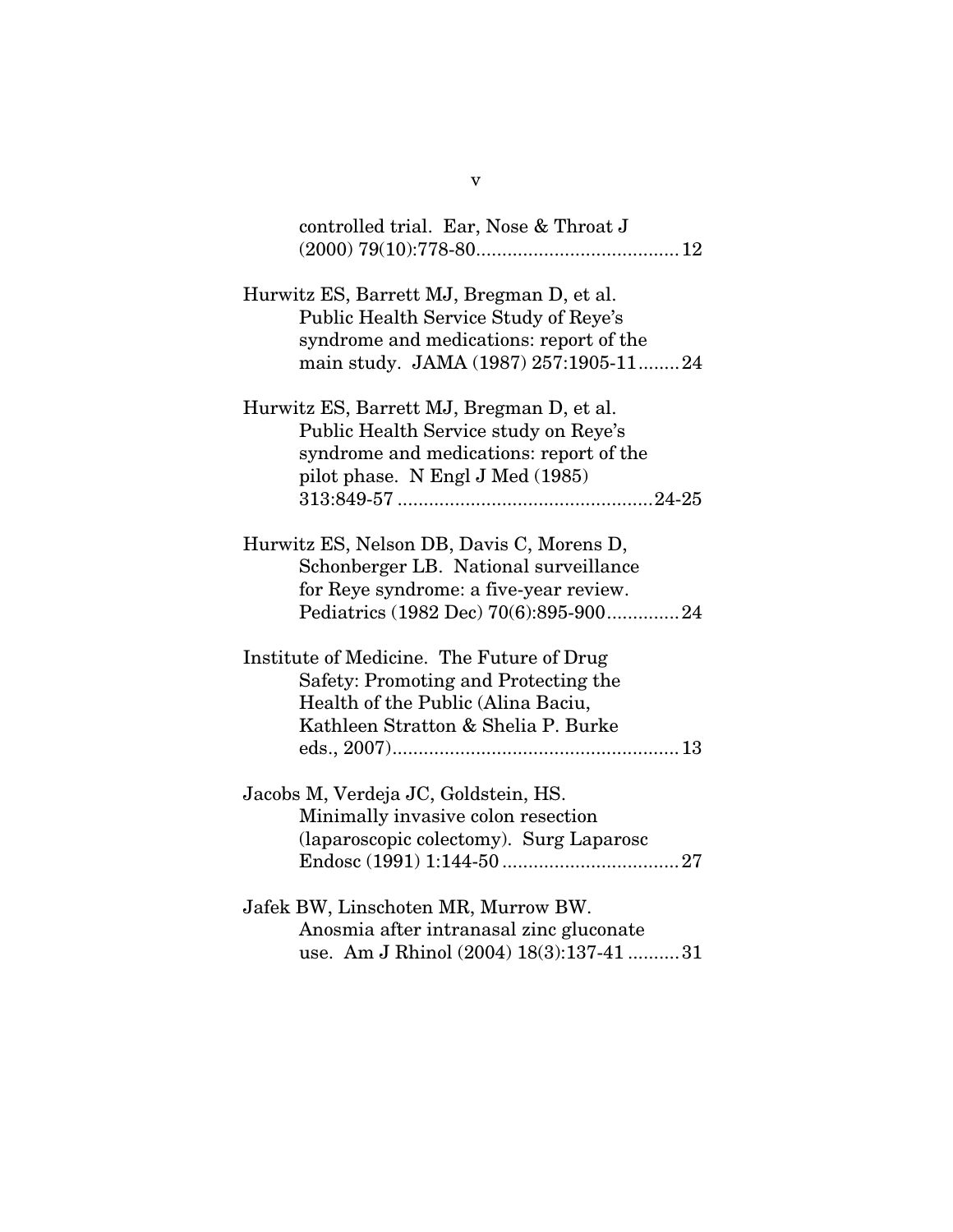controlled trial. Ear, Nose & Throat J (2000) 79(10):778-80....................................... 12

Hurwitz ES, Barrett MJ, Bregman D, et al. Public Health Service Study of Reye's syndrome and medications: report of the main study. JAMA (1987) 257:1905-11........ 24

Hurwitz ES, Barrett MJ, Bregman D, et al. Public Health Service study on Reye's syndrome and medications: report of the pilot phase. N Engl J Med (1985) 313:849-57 ................................................. 24-25

Hurwitz ES, Nelson DB, Davis C, Morens D, Schonberger LB. National surveillance for Reye syndrome: a five-year review. Pediatrics (1982 Dec) 70(6):895-900.............. 24

Institute of Medicine. The Future of Drug Safety: Promoting and Protecting the Health of the Public (Alina Baciu, Kathleen Stratton & Shelia P. Burke eds., 2007)....................................................... 13

Jacobs M, Verdeja JC, Goldstein, HS. Minimally invasive colon resection (laparoscopic colectomy). Surg Laparosc Endosc (1991) 1:144-50 .................................. 27

Jafek BW, Linschoten MR, Murrow BW. Anosmia after intranasal zinc gluconate use. Am J Rhinol (2004) 18(3):137-41 .......... 31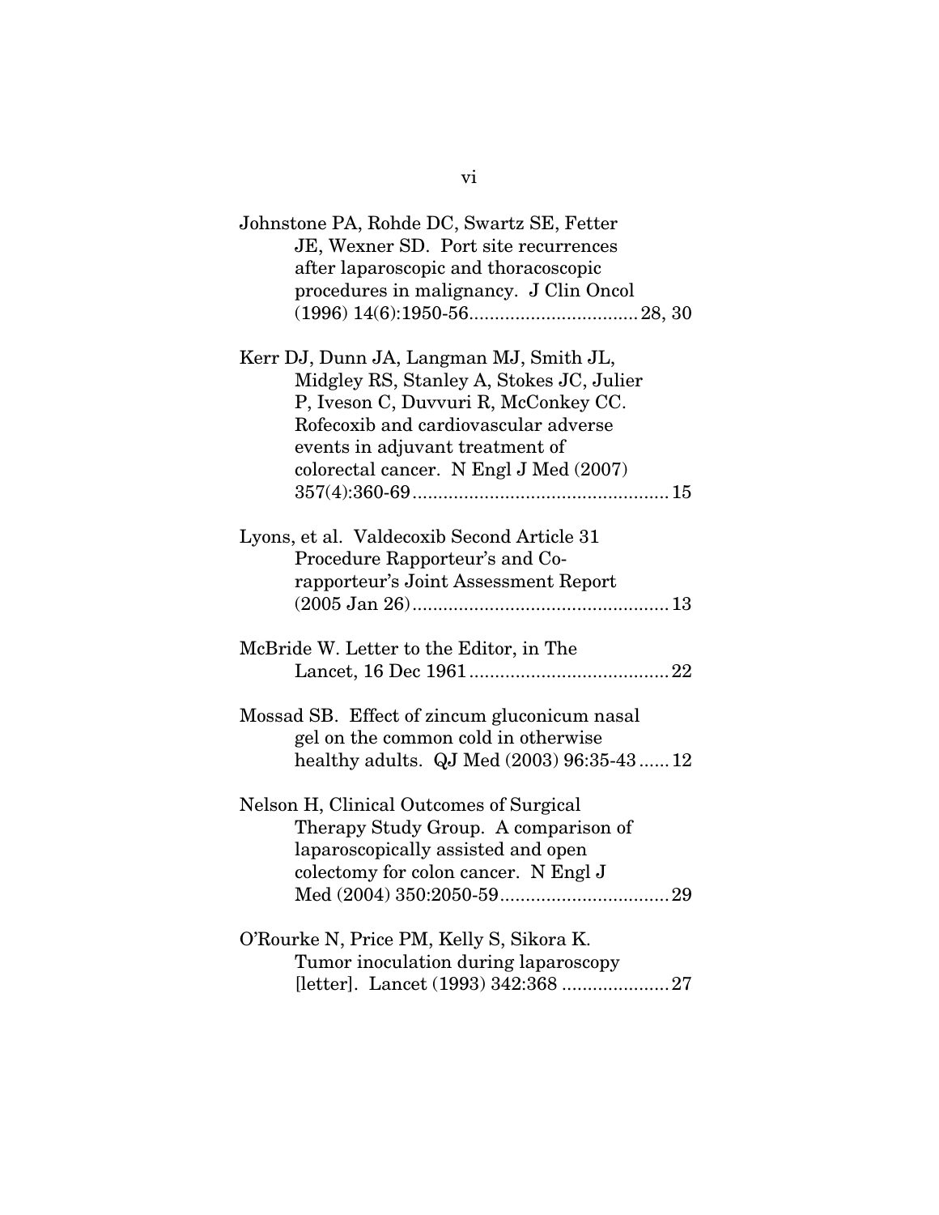Johnstone PA, Rohde DC, Swartz SE, Fetter JE, Wexner SD. Port site recurrences after laparoscopic and thoracoscopic procedures in malignancy. J Clin Oncol (1996) 14(6):1950-56................................. 28, 30

Kerr DJ, Dunn JA, Langman MJ, Smith JL, Midgley RS, Stanley A, Stokes JC, Julier P, Iveson C, Duvvuri R, McConkey CC. Rofecoxib and cardiovascular adverse events in adjuvant treatment of colorectal cancer. N Engl J Med (2007) 357(4):360-69.................................................. 15

Lyons, et al. Valdecoxib Second Article 31 Procedure Rapporteur's and Co-rapporteur's Joint Assessment Report (2005 Jan 26).................................................. 13

McBride W. Letter to the Editor, in The Lancet, 16 Dec 1961....................................... 22

Mossad SB. Effect of zincum gluconicum nasal gel on the common cold in otherwise healthy adults. QJ Med (2003) 96:35-43...... 12

Nelson H, Clinical Outcomes of Surgical Therapy Study Group. A comparison of laparoscopically assisted and open colectomy for colon cancer. N Engl J Med (2004) 350:2050-59................................. 29

O'Rourke N, Price PM, Kelly S, Sikora K. Tumor inoculation during laparoscopy [letter]. Lancet (1993) 342:368 ..................... 27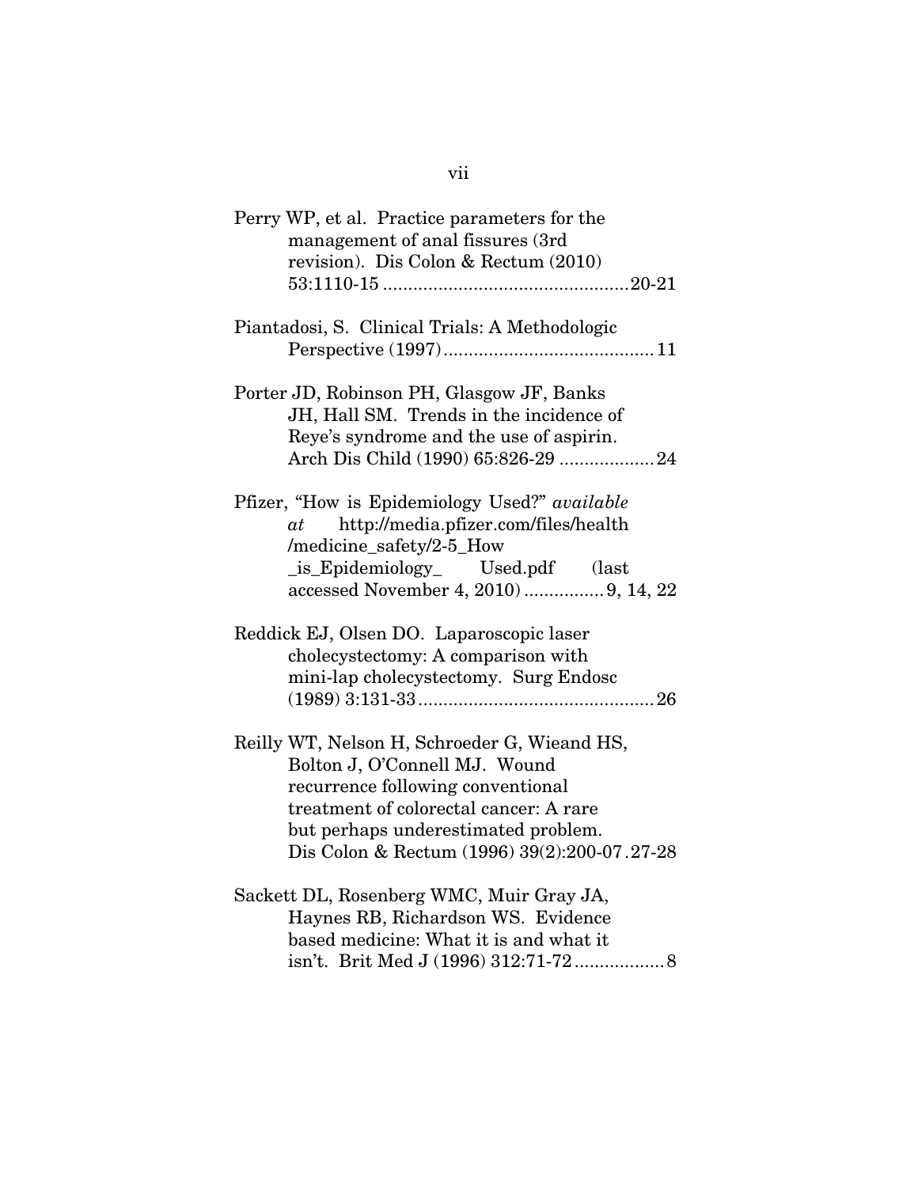Perry WP, et al. Practice parameters for the management of anal fissures (3rd revision). Dis Colon & Rectum (2010) 53:1110-15 ................................................20-21

Piantadosi, S. Clinical Trials: A Methodologic Perspective (1997).........................................11

Porter JD, Robinson PH, Glasgow JF, Banks JH, Hall SM. Trends in the incidence of Reye's syndrome and the use of aspirin. Arch Dis Child (1990) 65:826-29 ...................24

Pfizer, "How is Epidemiology Used?" *available at* http://media.pfizer.com/files/health/medicine_safety/2-5_How_is_Epidemiology_ Used.pdf (last accessed November 4, 2010) ................9, 14, 22

Reddick EJ, Olsen DO. Laparoscopic laser cholecystectomy: A comparison with mini-lap cholecystectomy. Surg Endosc (1989) 3:131-33...............................................26

Reilly WT, Nelson H, Schroeder G, Wieand HS, Bolton J, O'Connell MJ. Wound recurrence following conventional treatment of colorectal cancer: A rare but perhaps underestimated problem. Dis Colon & Rectum (1996) 39(2):200-07 .27-28

Sackett DL, Rosenberg WMC, Muir Gray JA, Haynes RB, Richardson WS. Evidence based medicine: What it is and what it isn't. Brit Med J (1996) 312:71-72..................8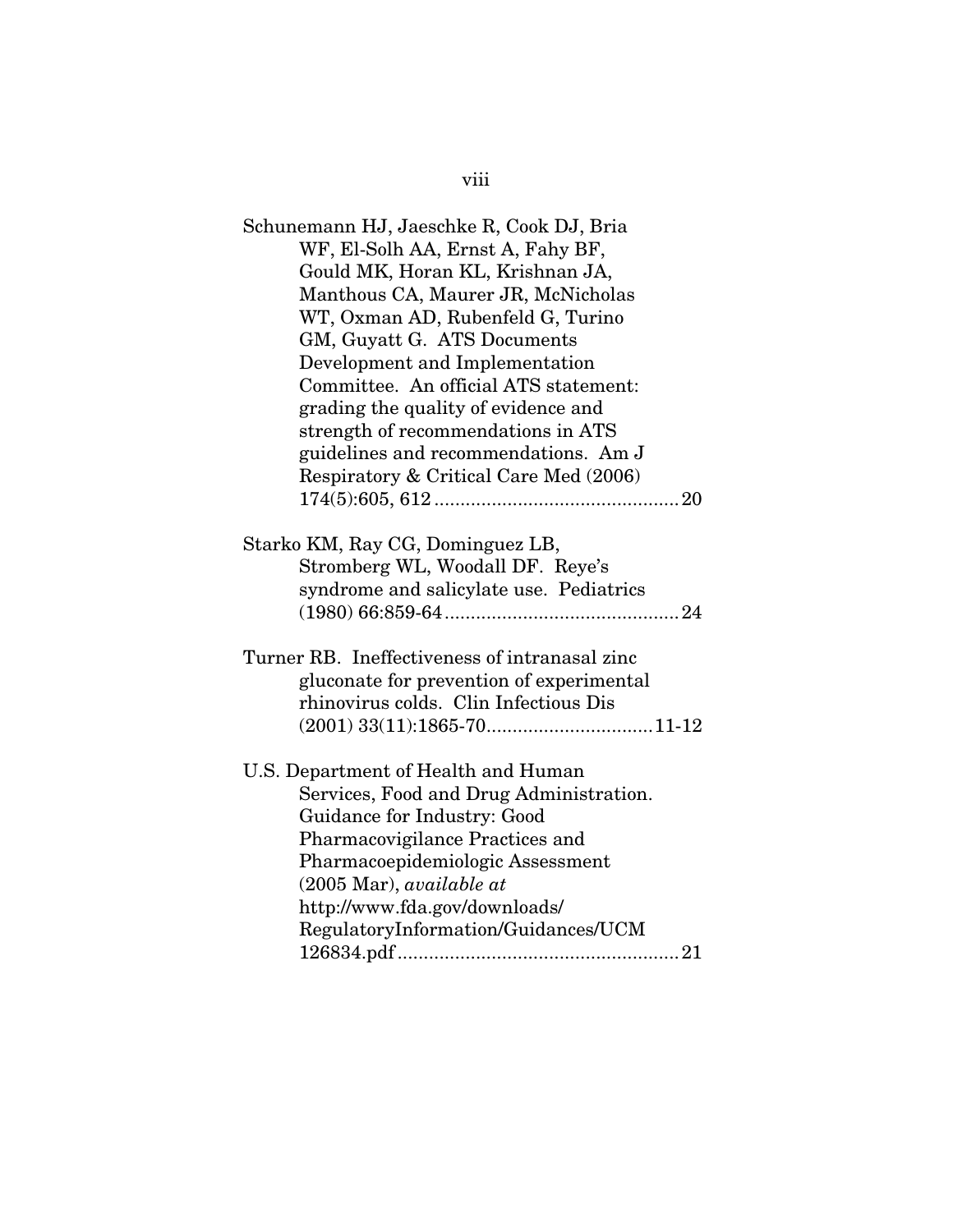Schunemann HJ, Jaeschke R, Cook DJ, Bria WF, El-Solh AA, Ernst A, Fahy BF, Gould MK, Horan KL, Krishnan JA, Manthous CA, Maurer JR, McNicholas WT, Oxman AD, Rubenfeld G, Turino GM, Guyatt G. ATS Documents Development and Implementation Committee. An official ATS statement: grading the quality of evidence and strength of recommendations in ATS guidelines and recommendations. Am J Respiratory & Critical Care Med (2006) 174(5):605, 612 .............................................. 20

Starko KM, Ray CG, Dominguez LB, Stromberg WL, Woodall DF. Reye's syndrome and salicylate use. Pediatrics (1980) 66:859-64 ............................................ 24

Turner RB. Ineffectiveness of intranasal zinc gluconate for prevention of experimental rhinovirus colds. Clin Infectious Dis (2001) 33(11):1865-70................................ 11-12

U.S. Department of Health and Human Services, Food and Drug Administration. Guidance for Industry: Good Pharmacovigilance Practices and Pharmacoepidemiologic Assessment (2005 Mar), *available at* http://www.fda.gov/downloads/RegulatoryInformation/Guidances/UCM126834.pdf ...................................................... 21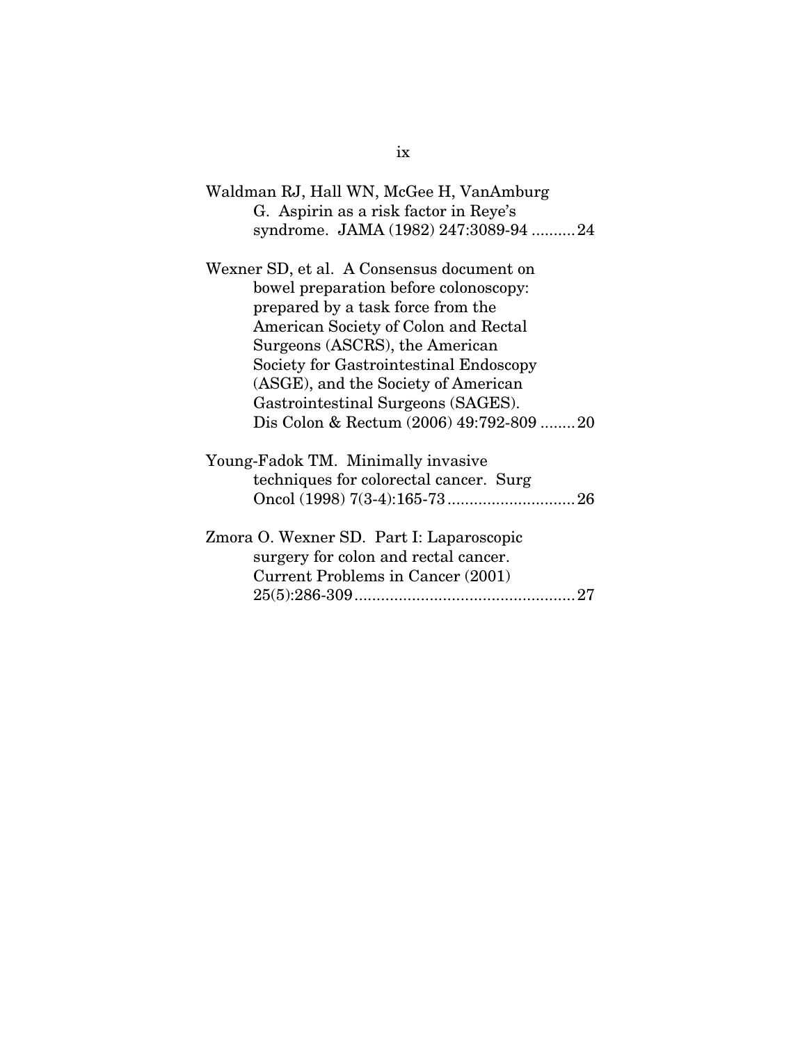Waldman RJ, Hall WN, McGee H, VanAmburg G. Aspirin as a risk factor in Reye's syndrome. JAMA (1982) 247:3089-94 .......... 24

Wexner SD, et al. A Consensus document on bowel preparation before colonoscopy: prepared by a task force from the American Society of Colon and Rectal Surgeons (ASCRS), the American Society for Gastrointestinal Endoscopy (ASGE), and the Society of American Gastrointestinal Surgeons (SAGES). Dis Colon & Rectum (2006) 49:792-809 ........ 20

Young-Fadok TM. Minimally invasive techniques for colorectal cancer. Surg Oncol (1998) 7(3-4):165-73 ............................ 26

Zmora O. Wexner SD. Part I: Laparoscopic surgery for colon and rectal cancer. Current Problems in Cancer (2001) 25(5):286-309 .................................................. 27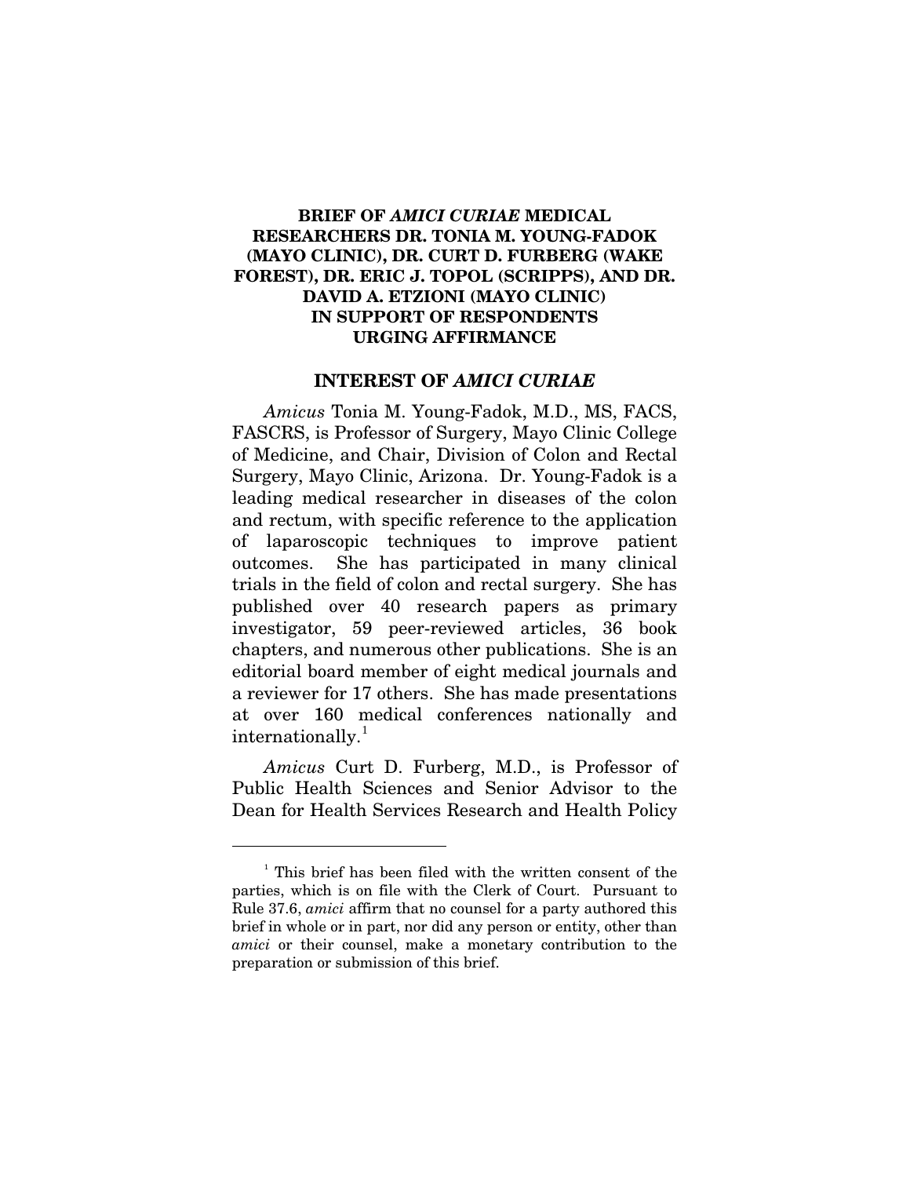# BRIEF OF *AMICI CURIAE* MEDICAL RESEARCHERS DR. TONIA M. YOUNG-FADOK (MAYO CLINIC), DR. CURT D. FURBERG (WAKE FOREST), DR. ERIC J. TOPOL (SCRIPPS), AND DR. DAVID A. ETZIONI (MAYO CLINIC) IN SUPPORT OF RESPONDENTS URGING AFFIRMANCE

## INTEREST OF *AMICI CURIAE*

*Amicus* Tonia M. Young-Fadok, M.D., MS, FACS, FASCRS, is Professor of Surgery, Mayo Clinic College of Medicine, and Chair, Division of Colon and Rectal Surgery, Mayo Clinic, Arizona. Dr. Young-Fadok is a leading medical researcher in diseases of the colon and rectum, with specific reference to the application of laparoscopic techniques to improve patient outcomes. She has participated in many clinical trials in the field of colon and rectal surgery. She has published over 40 research papers as primary investigator, 59 peer-reviewed articles, 36 book chapters, and numerous other publications. She is an editorial board member of eight medical journals and a reviewer for 17 others. She has made presentations at over 160 medical conferences nationally and internationally.[1]

*Amicus* Curt D. Furberg, M.D., is Professor of Public Health Sciences and Senior Advisor to the Dean for Health Services Research and Health Policy

---

[1] This brief has been filed with the written consent of the parties, which is on file with the Clerk of Court. Pursuant to Rule 37.6, *amici* affirm that no counsel for a party authored this brief in whole or in part, nor did any person or entity, other than *amici* or their counsel, make a monetary contribution to the preparation or submission of this brief.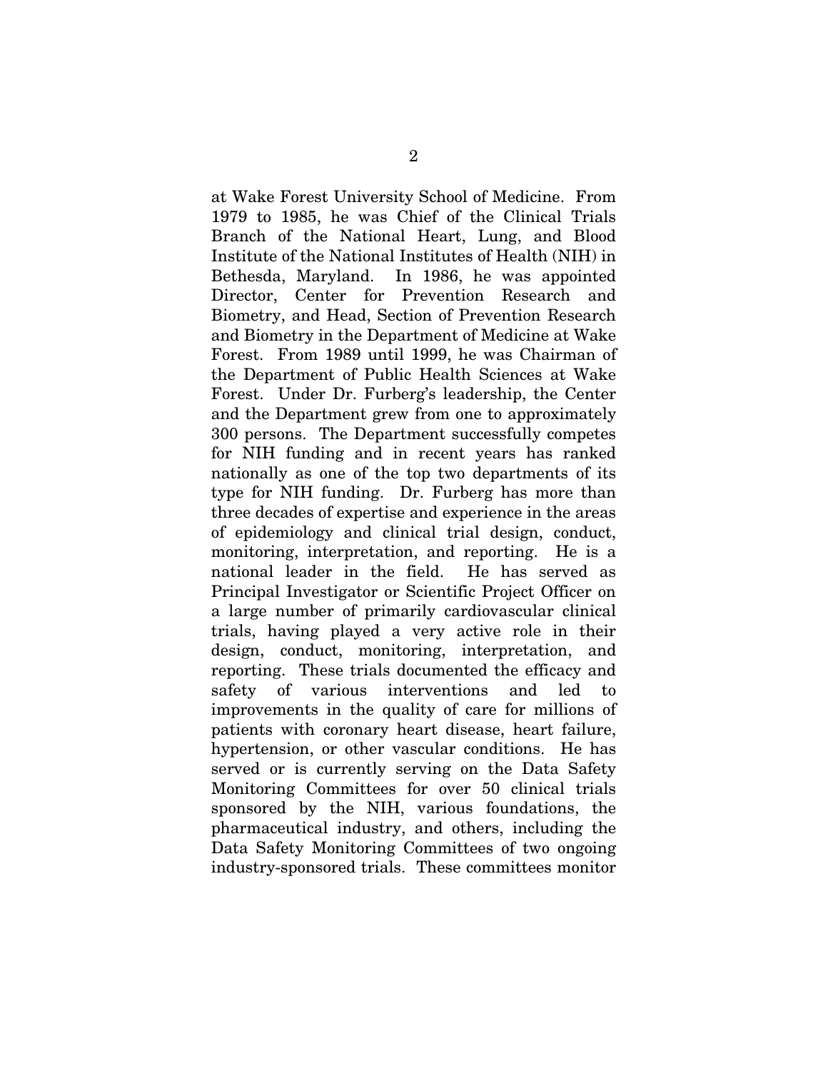at Wake Forest University School of Medicine. From 1979 to 1985, he was Chief of the Clinical Trials Branch of the National Heart, Lung, and Blood Institute of the National Institutes of Health (NIH) in Bethesda, Maryland. In 1986, he was appointed Director, Center for Prevention Research and Biometry, and Head, Section of Prevention Research and Biometry in the Department of Medicine at Wake Forest. From 1989 until 1999, he was Chairman of the Department of Public Health Sciences at Wake Forest. Under Dr. Furberg's leadership, the Center and the Department grew from one to approximately 300 persons. The Department successfully competes for NIH funding and in recent years has ranked nationally as one of the top two departments of its type for NIH funding. Dr. Furberg has more than three decades of expertise and experience in the areas of epidemiology and clinical trial design, conduct, monitoring, interpretation, and reporting. He is a national leader in the field. He has served as Principal Investigator or Scientific Project Officer on a large number of primarily cardiovascular clinical trials, having played a very active role in their design, conduct, monitoring, interpretation, and reporting. These trials documented the efficacy and safety of various interventions and led to improvements in the quality of care for millions of patients with coronary heart disease, heart failure, hypertension, or other vascular conditions. He has served or is currently serving on the Data Safety Monitoring Committees for over 50 clinical trials sponsored by the NIH, various foundations, the pharmaceutical industry, and others, including the Data Safety Monitoring Committees of two ongoing industry-sponsored trials. These committees monitor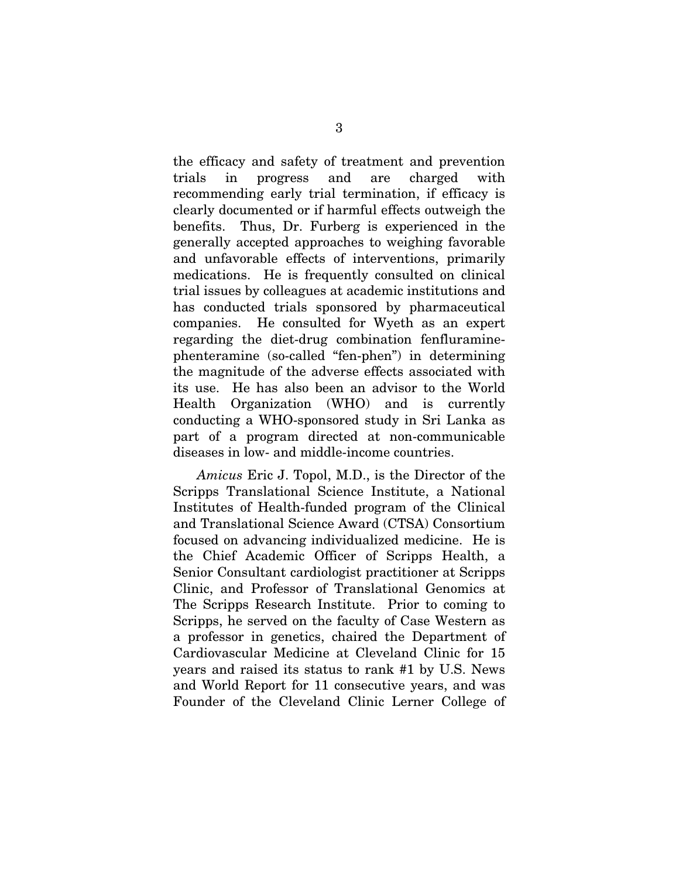the efficacy and safety of treatment and prevention trials in progress and are charged with recommending early trial termination, if efficacy is clearly documented or if harmful effects outweigh the benefits. Thus, Dr. Furberg is experienced in the generally accepted approaches to weighing favorable and unfavorable effects of interventions, primarily medications. He is frequently consulted on clinical trial issues by colleagues at academic institutions and has conducted trials sponsored by pharmaceutical companies. He consulted for Wyeth as an expert regarding the diet-drug combination fenfluramine-phenteramine (so-called "fen-phen") in determining the magnitude of the adverse effects associated with its use. He has also been an advisor to the World Health Organization (WHO) and is currently conducting a WHO-sponsored study in Sri Lanka as part of a program directed at non-communicable diseases in low- and middle-income countries.

*Amicus* Eric J. Topol, M.D., is the Director of the Scripps Translational Science Institute, a National Institutes of Health-funded program of the Clinical and Translational Science Award (CTSA) Consortium focused on advancing individualized medicine. He is the Chief Academic Officer of Scripps Health, a Senior Consultant cardiologist practitioner at Scripps Clinic, and Professor of Translational Genomics at The Scripps Research Institute. Prior to coming to Scripps, he served on the faculty of Case Western as a professor in genetics, chaired the Department of Cardiovascular Medicine at Cleveland Clinic for 15 years and raised its status to rank #1 by U.S. News and World Report for 11 consecutive years, and was Founder of the Cleveland Clinic Lerner College of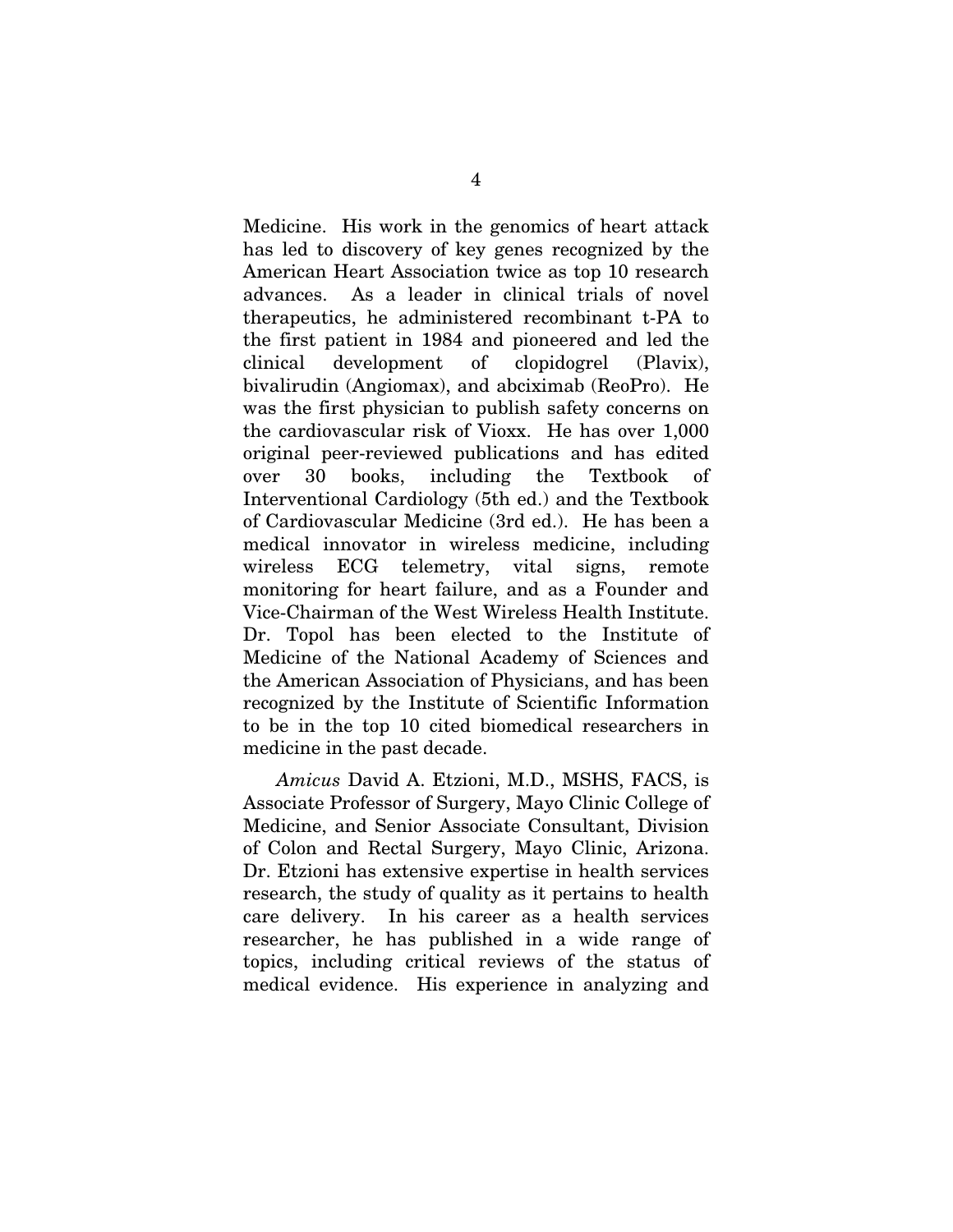Medicine. His work in the genomics of heart attack has led to discovery of key genes recognized by the American Heart Association twice as top 10 research advances. As a leader in clinical trials of novel therapeutics, he administered recombinant t-PA to the first patient in 1984 and pioneered and led the clinical development of clopidogrel (Plavix), bivalirudin (Angiomax), and abciximab (ReoPro). He was the first physician to publish safety concerns on the cardiovascular risk of Vioxx. He has over 1,000 original peer-reviewed publications and has edited over 30 books, including the Textbook of Interventional Cardiology (5th ed.) and the Textbook of Cardiovascular Medicine (3rd ed.). He has been a medical innovator in wireless medicine, including wireless ECG telemetry, vital signs, remote monitoring for heart failure, and as a Founder and Vice-Chairman of the West Wireless Health Institute. Dr. Topol has been elected to the Institute of Medicine of the National Academy of Sciences and the American Association of Physicians, and has been recognized by the Institute of Scientific Information to be in the top 10 cited biomedical researchers in medicine in the past decade.

*Amicus* David A. Etzioni, M.D., MSHS, FACS, is Associate Professor of Surgery, Mayo Clinic College of Medicine, and Senior Associate Consultant, Division of Colon and Rectal Surgery, Mayo Clinic, Arizona. Dr. Etzioni has extensive expertise in health services research, the study of quality as it pertains to health care delivery. In his career as a health services researcher, he has published in a wide range of topics, including critical reviews of the status of medical evidence. His experience in analyzing and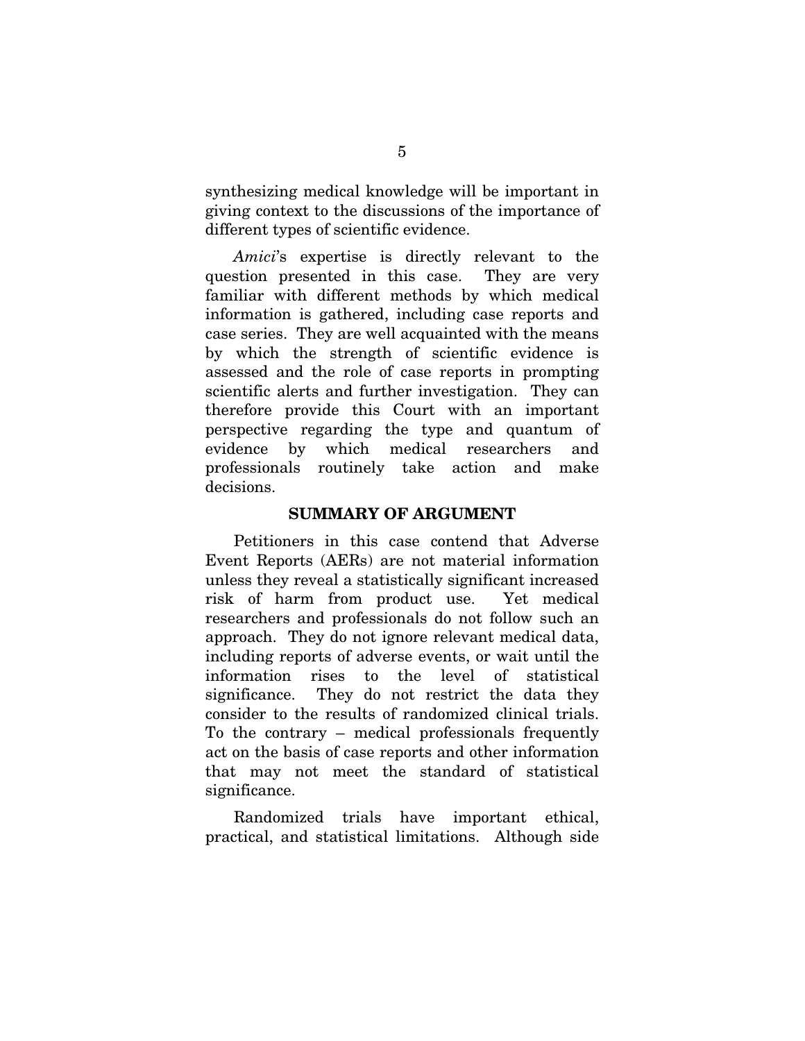synthesizing medical knowledge will be important in giving context to the discussions of the importance of different types of scientific evidence.

*Amici*'s expertise is directly relevant to the question presented in this case. They are very familiar with different methods by which medical information is gathered, including case reports and case series. They are well acquainted with the means by which the strength of scientific evidence is assessed and the role of case reports in prompting scientific alerts and further investigation. They can therefore provide this Court with an important perspective regarding the type and quantum of evidence by which medical researchers and professionals routinely take action and make decisions.

## SUMMARY OF ARGUMENT

Petitioners in this case contend that Adverse Event Reports (AERs) are not material information unless they reveal a statistically significant increased risk of harm from product use. Yet medical researchers and professionals do not follow such an approach. They do not ignore relevant medical data, including reports of adverse events, or wait until the information rises to the level of statistical significance. They do not restrict the data they consider to the results of randomized clinical trials. To the contrary – medical professionals frequently act on the basis of case reports and other information that may not meet the standard of statistical significance.

Randomized trials have important ethical, practical, and statistical limitations. Although side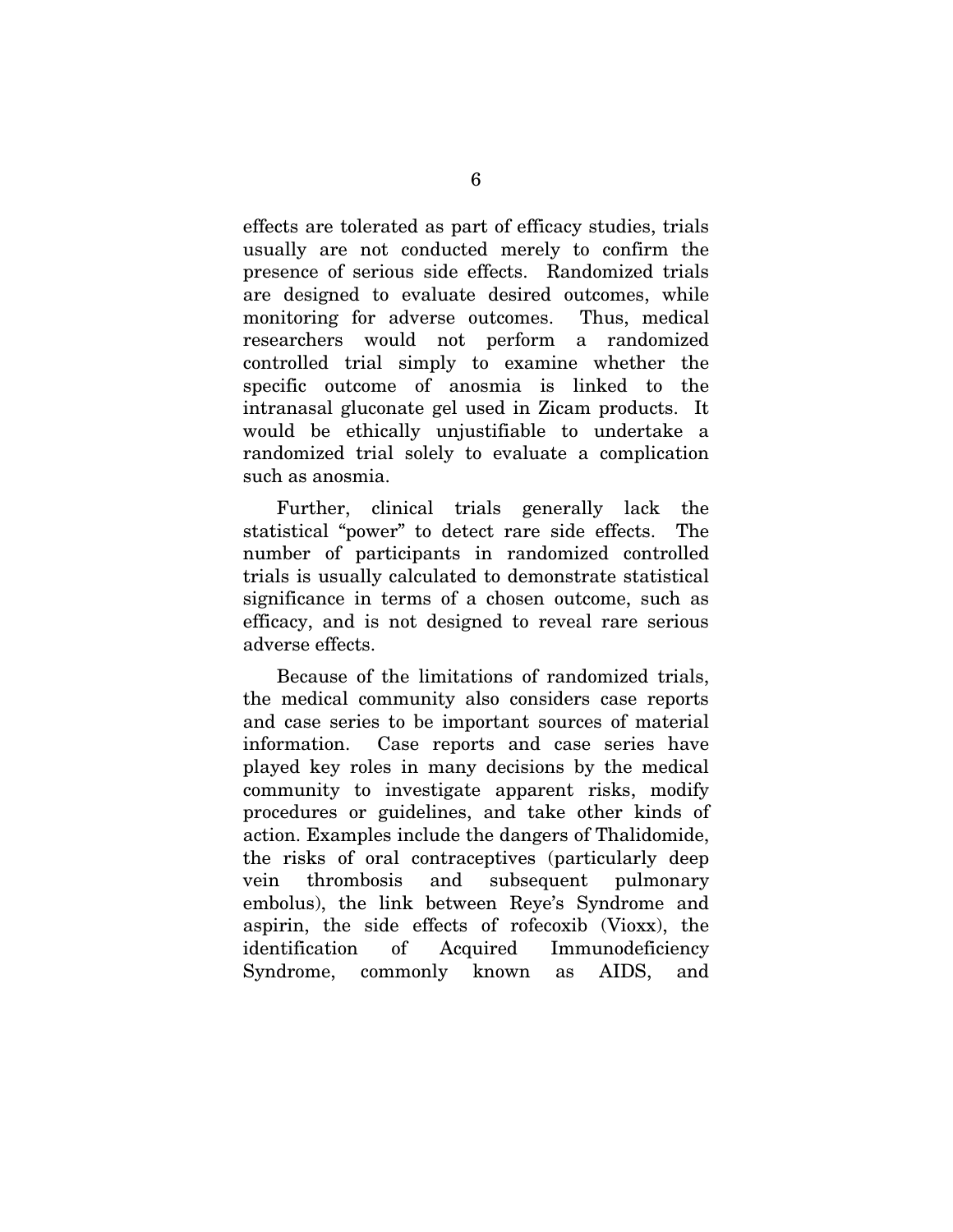effects are tolerated as part of efficacy studies, trials usually are not conducted merely to confirm the presence of serious side effects. Randomized trials are designed to evaluate desired outcomes, while monitoring for adverse outcomes. Thus, medical researchers would not perform a randomized controlled trial simply to examine whether the specific outcome of anosmia is linked to the intranasal gluconate gel used in Zicam products. It would be ethically unjustifiable to undertake a randomized trial solely to evaluate a complication such as anosmia.

Further, clinical trials generally lack the statistical "power" to detect rare side effects. The number of participants in randomized controlled trials is usually calculated to demonstrate statistical significance in terms of a chosen outcome, such as efficacy, and is not designed to reveal rare serious adverse effects.

Because of the limitations of randomized trials, the medical community also considers case reports and case series to be important sources of material information. Case reports and case series have played key roles in many decisions by the medical community to investigate apparent risks, modify procedures or guidelines, and take other kinds of action. Examples include the dangers of Thalidomide, the risks of oral contraceptives (particularly deep vein thrombosis and subsequent pulmonary embolus), the link between Reye's Syndrome and aspirin, the side effects of rofecoxib (Vioxx), the identification of Acquired Immunodeficiency Syndrome, commonly known as AIDS, and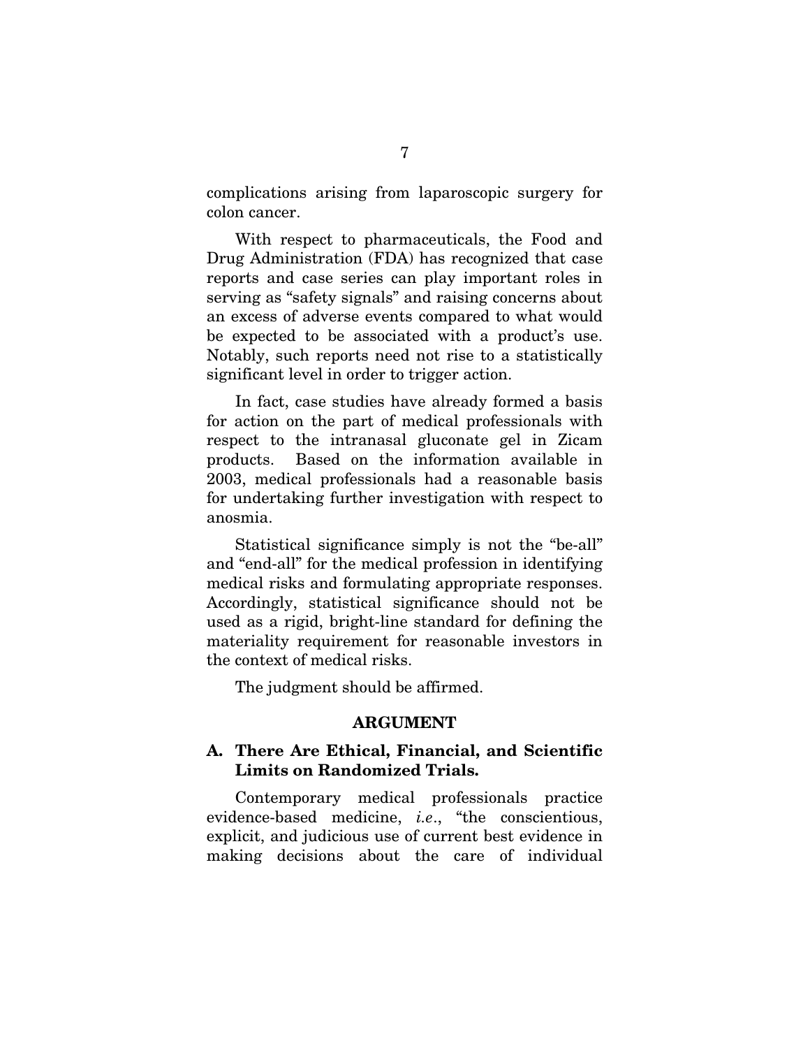complications arising from laparoscopic surgery for colon cancer.

With respect to pharmaceuticals, the Food and Drug Administration (FDA) has recognized that case reports and case series can play important roles in serving as "safety signals" and raising concerns about an excess of adverse events compared to what would be expected to be associated with a product's use. Notably, such reports need not rise to a statistically significant level in order to trigger action.

In fact, case studies have already formed a basis for action on the part of medical professionals with respect to the intranasal gluconate gel in Zicam products. Based on the information available in 2003, medical professionals had a reasonable basis for undertaking further investigation with respect to anosmia.

Statistical significance simply is not the "be-all" and "end-all" for the medical profession in identifying medical risks and formulating appropriate responses. Accordingly, statistical significance should not be used as a rigid, bright-line standard for defining the materiality requirement for reasonable investors in the context of medical risks.

The judgment should be affirmed.

## ARGUMENT

### A. There Are Ethical, Financial, and Scientific Limits on Randomized Trials.

Contemporary medical professionals practice evidence-based medicine, *i.e.*, "the conscientious, explicit, and judicious use of current best evidence in making decisions about the care of individual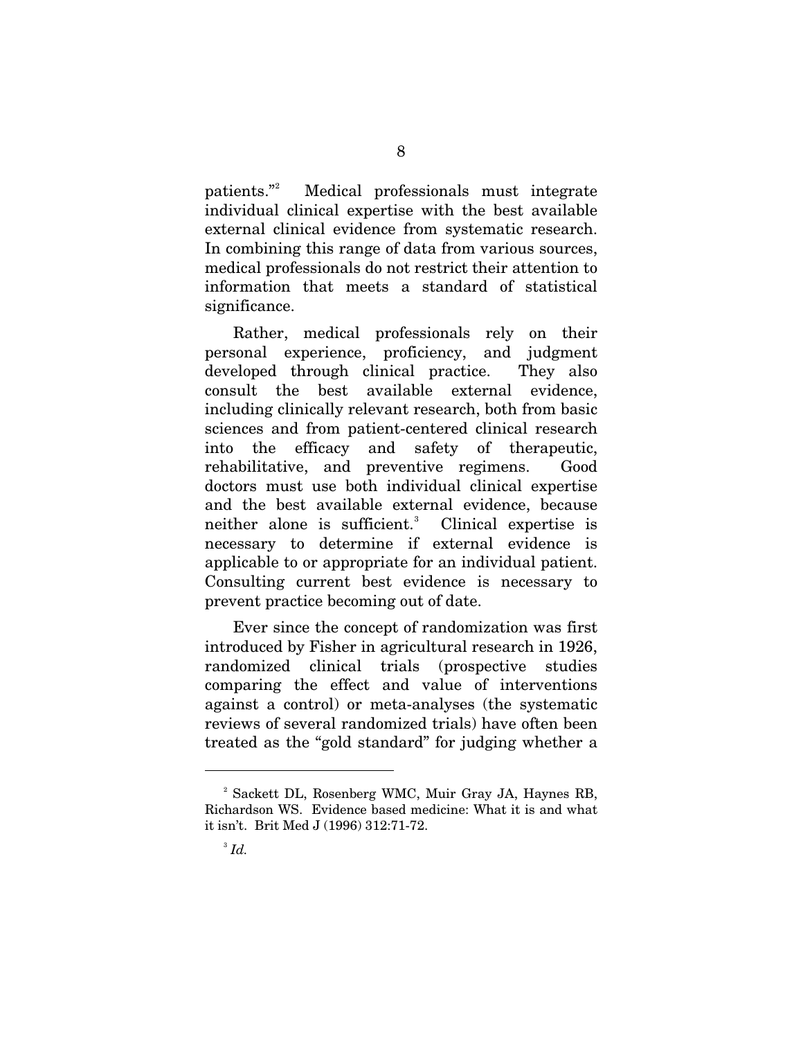patients."[2] Medical professionals must integrate individual clinical expertise with the best available external clinical evidence from systematic research. In combining this range of data from various sources, medical professionals do not restrict their attention to information that meets a standard of statistical significance.

Rather, medical professionals rely on their personal experience, proficiency, and judgment developed through clinical practice. They also consult the best available external evidence, including clinically relevant research, both from basic sciences and from patient-centered clinical research into the efficacy and safety of therapeutic, rehabilitative, and preventive regimens. Good doctors must use both individual clinical expertise and the best available external evidence, because neither alone is sufficient.[3] Clinical expertise is necessary to determine if external evidence is applicable to or appropriate for an individual patient. Consulting current best evidence is necessary to prevent practice becoming out of date.

Ever since the concept of randomization was first introduced by Fisher in agricultural research in 1926, randomized clinical trials (prospective studies comparing the effect and value of interventions against a control) or meta-analyses (the systematic reviews of several randomized trials) have often been treated as the "gold standard" for judging whether a

---

[2] Sackett DL, Rosenberg WMC, Muir Gray JA, Haynes RB, Richardson WS. Evidence based medicine: What it is and what it isn't. Brit Med J (1996) 312:71-72.

[3] *Id.*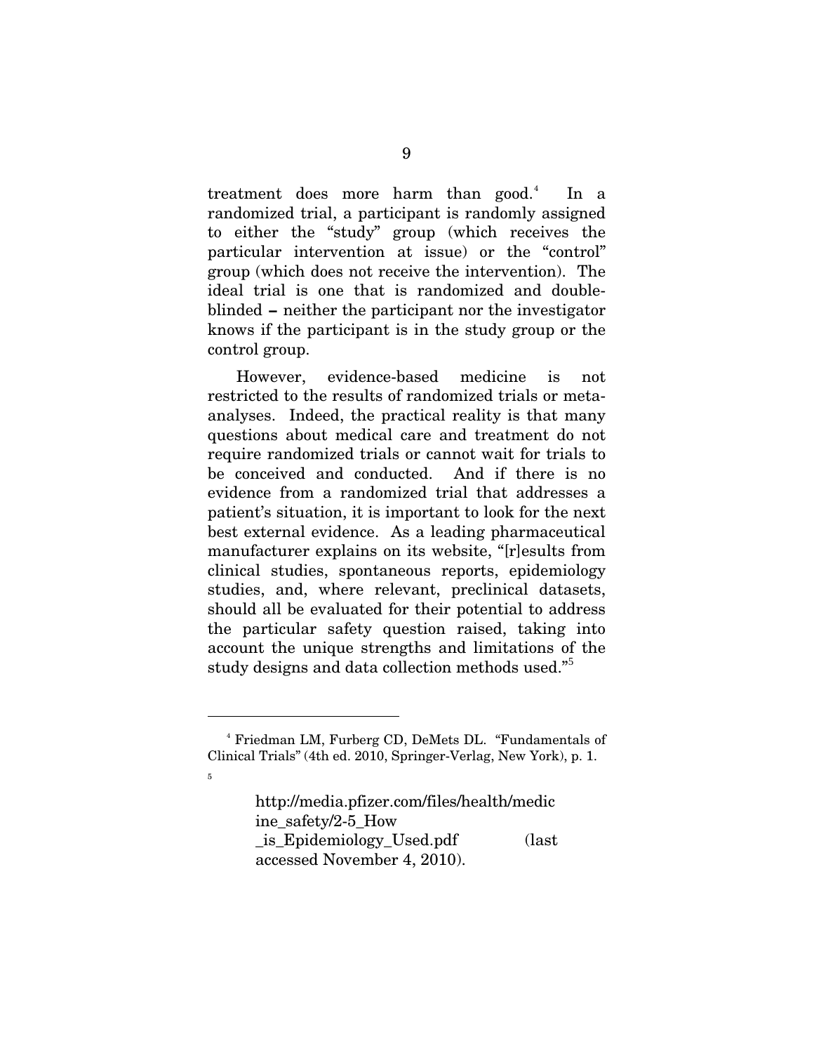treatment does more harm than good.[4] In a randomized trial, a participant is randomly assigned to either the "study" group (which receives the particular intervention at issue) or the "control" group (which does not receive the intervention). The ideal trial is one that is randomized and double-blinded – neither the participant nor the investigator knows if the participant is in the study group or the control group.

However, evidence-based medicine is not restricted to the results of randomized trials or meta-analyses. Indeed, the practical reality is that many questions about medical care and treatment do not require randomized trials or cannot wait for trials to be conceived and conducted. And if there is no evidence from a randomized trial that addresses a patient's situation, it is important to look for the next best external evidence. As a leading pharmaceutical manufacturer explains on its website, "[r]esults from clinical studies, spontaneous reports, epidemiology studies, and, where relevant, preclinical datasets, should all be evaluated for their potential to address the particular safety question raised, taking into account the unique strengths and limitations of the study designs and data collection methods used."[5]

---

[4] Friedman LM, Furberg CD, DeMets DL. "Fundamentals of Clinical Trials" (4th ed. 2010, Springer-Verlag, New York), p. 1.

[5] http://media.pfizer.com/files/health/medicine_safety/2-5_How_is_Epidemiology_Used.pdf (last accessed November 4, 2010).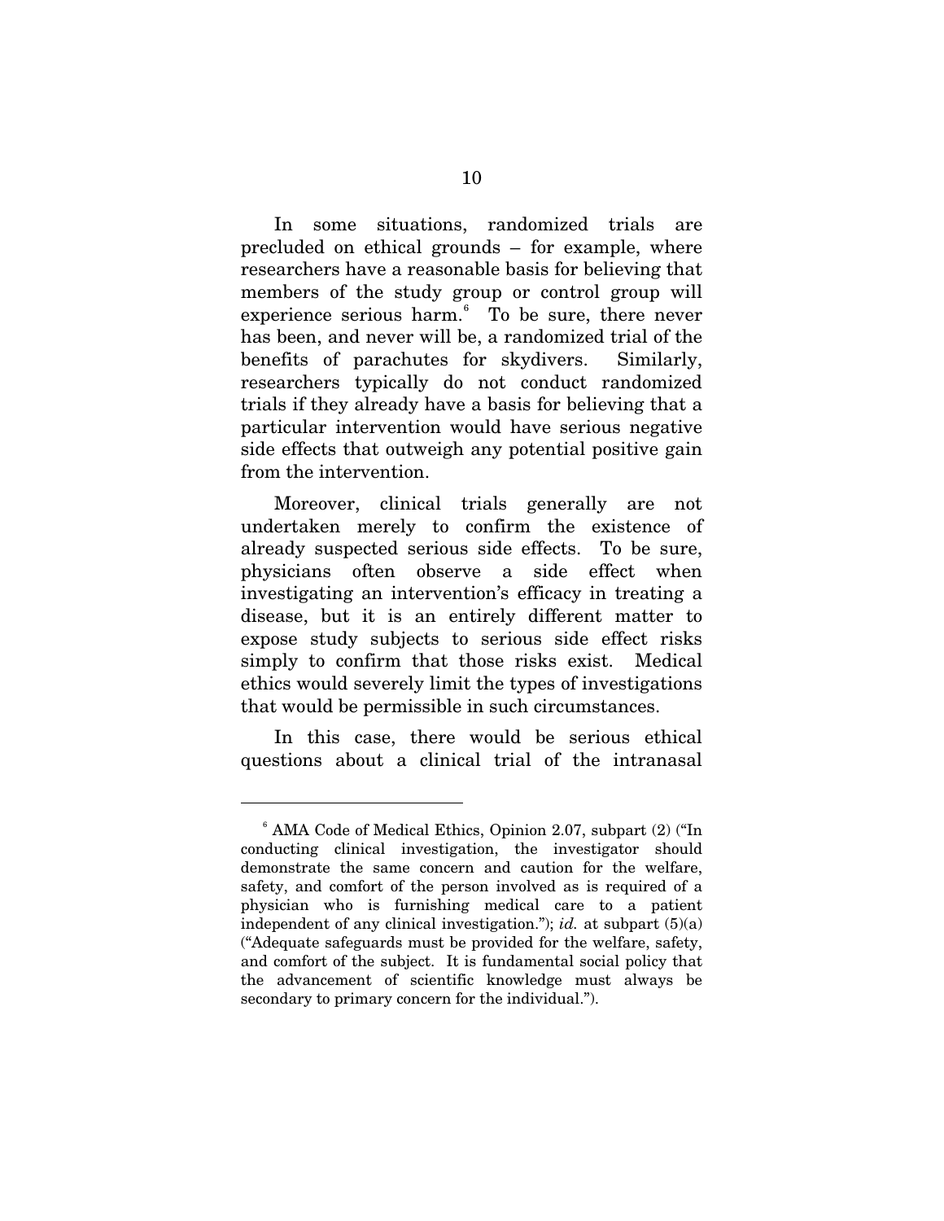In some situations, randomized trials are precluded on ethical grounds – for example, where researchers have a reasonable basis for believing that members of the study group or control group will experience serious harm.[6] To be sure, there never has been, and never will be, a randomized trial of the benefits of parachutes for skydivers. Similarly, researchers typically do not conduct randomized trials if they already have a basis for believing that a particular intervention would have serious negative side effects that outweigh any potential positive gain from the intervention.

Moreover, clinical trials generally are not undertaken merely to confirm the existence of already suspected serious side effects. To be sure, physicians often observe a side effect when investigating an intervention's efficacy in treating a disease, but it is an entirely different matter to expose study subjects to serious side effect risks simply to confirm that those risks exist. Medical ethics would severely limit the types of investigations that would be permissible in such circumstances.

In this case, there would be serious ethical questions about a clinical trial of the intranasal

---

[6] AMA Code of Medical Ethics, Opinion 2.07, subpart (2) ("In conducting clinical investigation, the investigator should demonstrate the same concern and caution for the welfare, safety, and comfort of the person involved as is required of a physician who is furnishing medical care to a patient independent of any clinical investigation."); *id.* at subpart (5)(a) ("Adequate safeguards must be provided for the welfare, safety, and comfort of the subject. It is fundamental social policy that the advancement of scientific knowledge must always be secondary to primary concern for the individual.").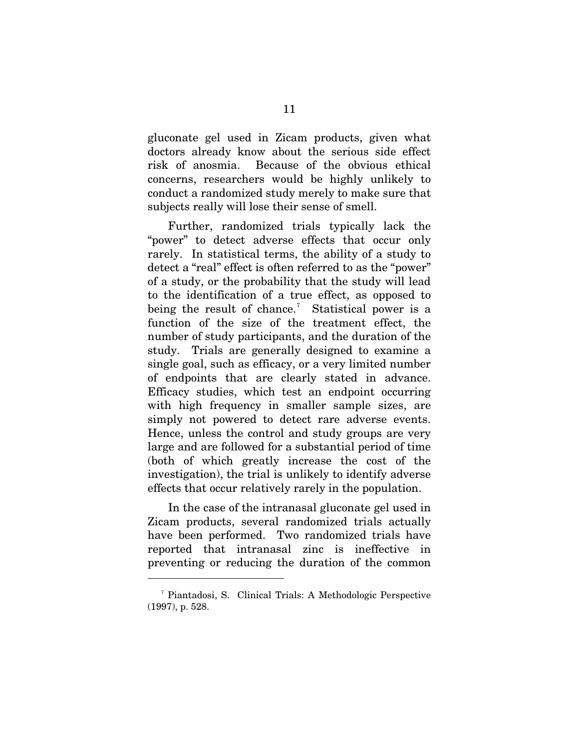gluconate gel used in Zicam products, given what doctors already know about the serious side effect risk of anosmia. Because of the obvious ethical concerns, researchers would be highly unlikely to conduct a randomized study merely to make sure that subjects really will lose their sense of smell.

Further, randomized trials typically lack the "power" to detect adverse effects that occur only rarely. In statistical terms, the ability of a study to detect a "real" effect is often referred to as the "power" of a study, or the probability that the study will lead to the identification of a true effect, as opposed to being the result of chance.[7] Statistical power is a function of the size of the treatment effect, the number of study participants, and the duration of the study. Trials are generally designed to examine a single goal, such as efficacy, or a very limited number of endpoints that are clearly stated in advance. Efficacy studies, which test an endpoint occurring with high frequency in smaller sample sizes, are simply not powered to detect rare adverse events. Hence, unless the control and study groups are very large and are followed for a substantial period of time (both of which greatly increase the cost of the investigation), the trial is unlikely to identify adverse effects that occur relatively rarely in the population.

In the case of the intranasal gluconate gel used in Zicam products, several randomized trials actually have been performed. Two randomized trials have reported that intranasal zinc is ineffective in preventing or reducing the duration of the common

---

[7] Piantadosi, S. Clinical Trials: A Methodologic Perspective (1997), p. 528.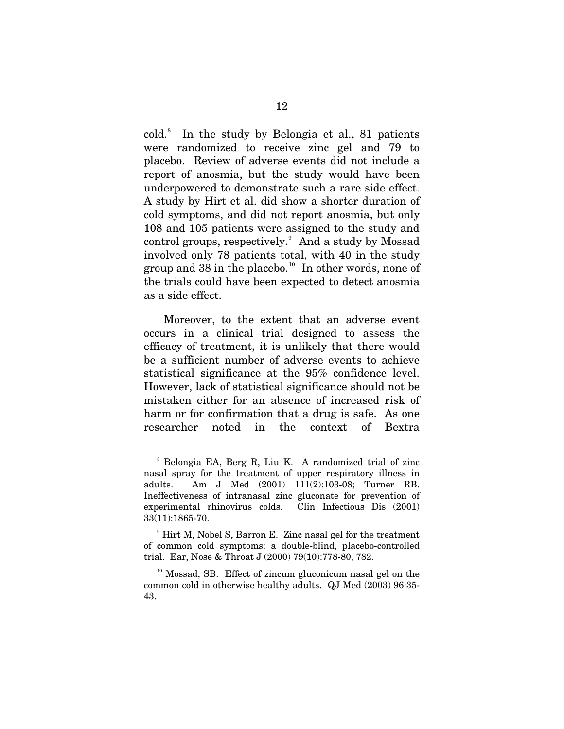cold.[8] In the study by Belongia et al., 81 patients were randomized to receive zinc gel and 79 to placebo. Review of adverse events did not include a report of anosmia, but the study would have been underpowered to demonstrate such a rare side effect. A study by Hirt et al. did show a shorter duration of cold symptoms, and did not report anosmia, but only 108 and 105 patients were assigned to the study and control groups, respectively.[9] And a study by Mossad involved only 78 patients total, with 40 in the study group and 38 in the placebo.[10] In other words, none of the trials could have been expected to detect anosmia as a side effect.

Moreover, to the extent that an adverse event occurs in a clinical trial designed to assess the efficacy of treatment, it is unlikely that there would be a sufficient number of adverse events to achieve statistical significance at the 95% confidence level. However, lack of statistical significance should not be mistaken either for an absence of increased risk of harm or for confirmation that a drug is safe. As one researcher noted in the context of Bextra

---

[8] Belongia EA, Berg R, Liu K. A randomized trial of zinc nasal spray for the treatment of upper respiratory illness in adults. Am J Med (2001) 111(2):103-08; Turner RB. Ineffectiveness of intranasal zinc gluconate for prevention of experimental rhinovirus colds. Clin Infectious Dis (2001) 33(11):1865-70.

[9] Hirt M, Nobel S, Barron E. Zinc nasal gel for the treatment of common cold symptoms: a double-blind, placebo-controlled trial. Ear, Nose & Throat J (2000) 79(10):778-80, 782.

[10] Mossad, SB. Effect of zincum gluconicum nasal gel on the common cold in otherwise healthy adults. QJ Med (2003) 96:35-43.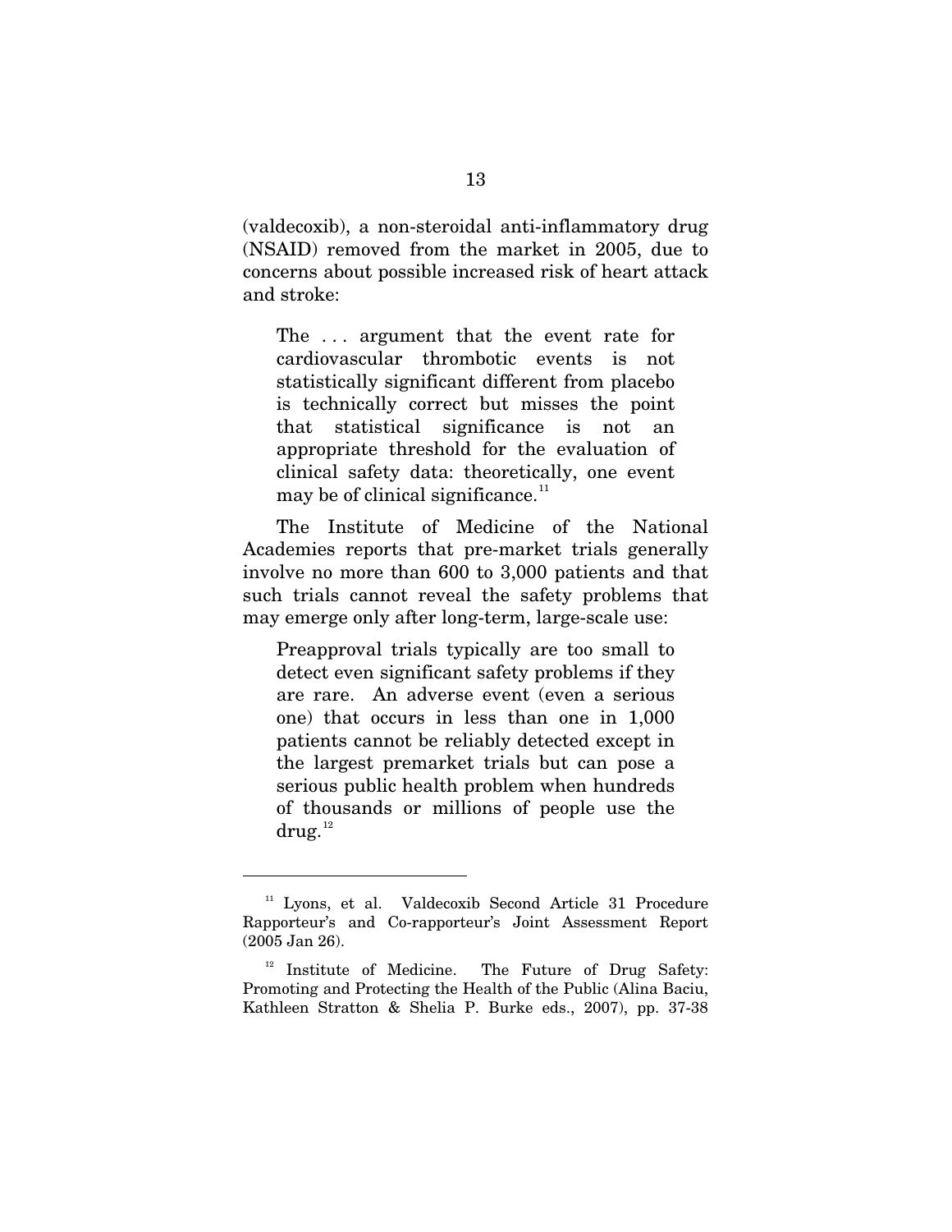(valdecoxib), a non-steroidal anti-inflammatory drug (NSAID) removed from the market in 2005, due to concerns about possible increased risk of heart attack and stroke:

> The . . . argument that the event rate for cardiovascular thrombotic events is not statistically significant different from placebo is technically correct but misses the point that statistical significance is not an appropriate threshold for the evaluation of clinical safety data: theoretically, one event may be of clinical significance.[11]

The Institute of Medicine of the National Academies reports that pre-market trials generally involve no more than 600 to 3,000 patients and that such trials cannot reveal the safety problems that may emerge only after long-term, large-scale use:

> Preapproval trials typically are too small to detect even significant safety problems if they are rare. An adverse event (even a serious one) that occurs in less than one in 1,000 patients cannot be reliably detected except in the largest premarket trials but can pose a serious public health problem when hundreds of thousands or millions of people use the drug.[12]

---

[11] Lyons, et al. Valdecoxib Second Article 31 Procedure Rapporteur's and Co-rapporteur's Joint Assessment Report (2005 Jan 26).

[12] Institute of Medicine. The Future of Drug Safety: Promoting and Protecting the Health of the Public (Alina Baciu, Kathleen Stratton & Shelia P. Burke eds., 2007), pp. 37-38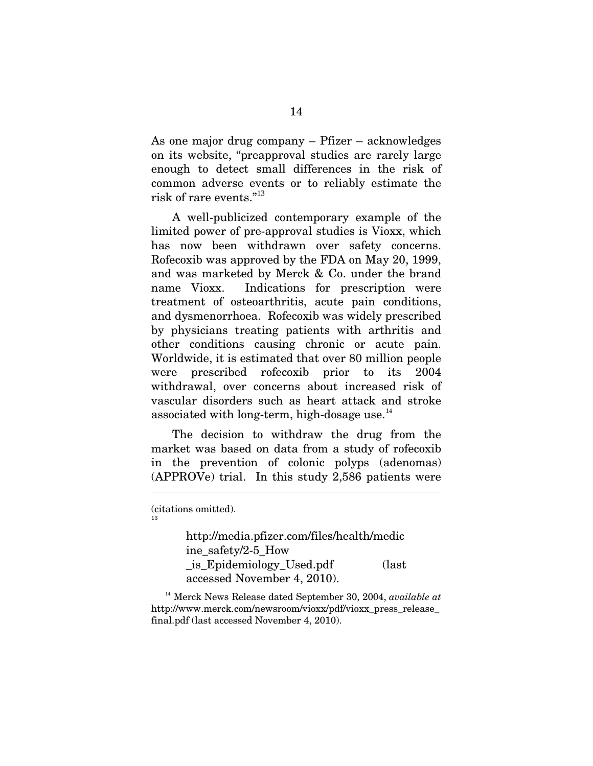As one major drug company – Pfizer – acknowledges on its website, "preapproval studies are rarely large enough to detect small differences in the risk of common adverse events or to reliably estimate the risk of rare events."[13]

A well-publicized contemporary example of the limited power of pre-approval studies is Vioxx, which has now been withdrawn over safety concerns. Rofecoxib was approved by the FDA on May 20, 1999, and was marketed by Merck & Co. under the brand name Vioxx. Indications for prescription were treatment of osteoarthritis, acute pain conditions, and dysmenorrhoea. Rofecoxib was widely prescribed by physicians treating patients with arthritis and other conditions causing chronic or acute pain. Worldwide, it is estimated that over 80 million people were prescribed rofecoxib prior to its 2004 withdrawal, over concerns about increased risk of vascular disorders such as heart attack and stroke associated with long-term, high-dosage use.[14]

The decision to withdraw the drug from the market was based on data from a study of rofecoxib in the prevention of colonic polyps (adenomas) (APPROVe) trial. In this study 2,586 patients were

---

(citations omitted).

[13] http://media.pfizer.com/files/health/medicine_safety/2-5_How_is_Epidemiology_Used.pdf (last accessed November 4, 2010).

[14] Merck News Release dated September 30, 2004, *available at* http://www.merck.com/newsroom/vioxx/pdf/vioxx_press_release_final.pdf (last accessed November 4, 2010).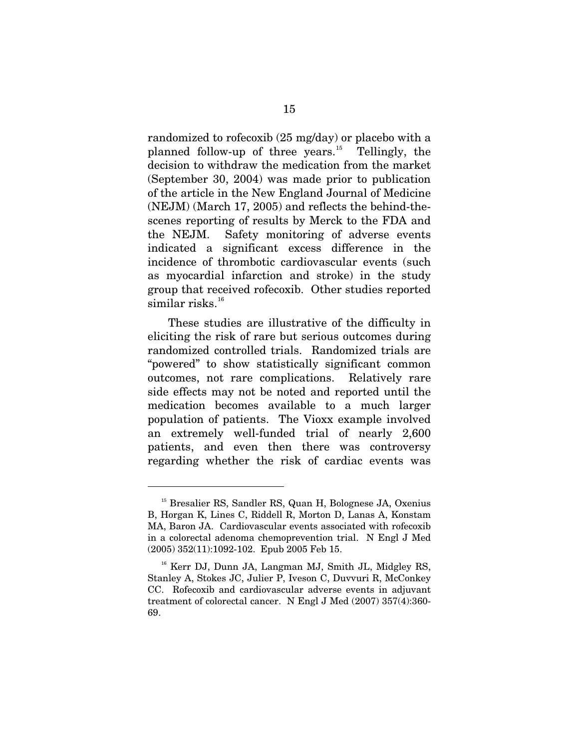randomized to rofecoxib (25 mg/day) or placebo with a planned follow-up of three years.[15] Tellingly, the decision to withdraw the medication from the market (September 30, 2004) was made prior to publication of the article in the New England Journal of Medicine (NEJM) (March 17, 2005) and reflects the behind-the-scenes reporting of results by Merck to the FDA and the NEJM. Safety monitoring of adverse events indicated a significant excess difference in the incidence of thrombotic cardiovascular events (such as myocardial infarction and stroke) in the study group that received rofecoxib. Other studies reported similar risks.[16]

These studies are illustrative of the difficulty in eliciting the risk of rare but serious outcomes during randomized controlled trials. Randomized trials are "powered" to show statistically significant common outcomes, not rare complications. Relatively rare side effects may not be noted and reported until the medication becomes available to a much larger population of patients. The Vioxx example involved an extremely well-funded trial of nearly 2,600 patients, and even then there was controversy regarding whether the risk of cardiac events was

---

[15] Bresalier RS, Sandler RS, Quan H, Bolognese JA, Oxenius B, Horgan K, Lines C, Riddell R, Morton D, Lanas A, Konstam MA, Baron JA. Cardiovascular events associated with rofecoxib in a colorectal adenoma chemoprevention trial. N Engl J Med (2005) 352(11):1092-102. Epub 2005 Feb 15.

[16] Kerr DJ, Dunn JA, Langman MJ, Smith JL, Midgley RS, Stanley A, Stokes JC, Julier P, Iveson C, Duvvuri R, McConkey CC. Rofecoxib and cardiovascular adverse events in adjuvant treatment of colorectal cancer. N Engl J Med (2007) 357(4):360-69.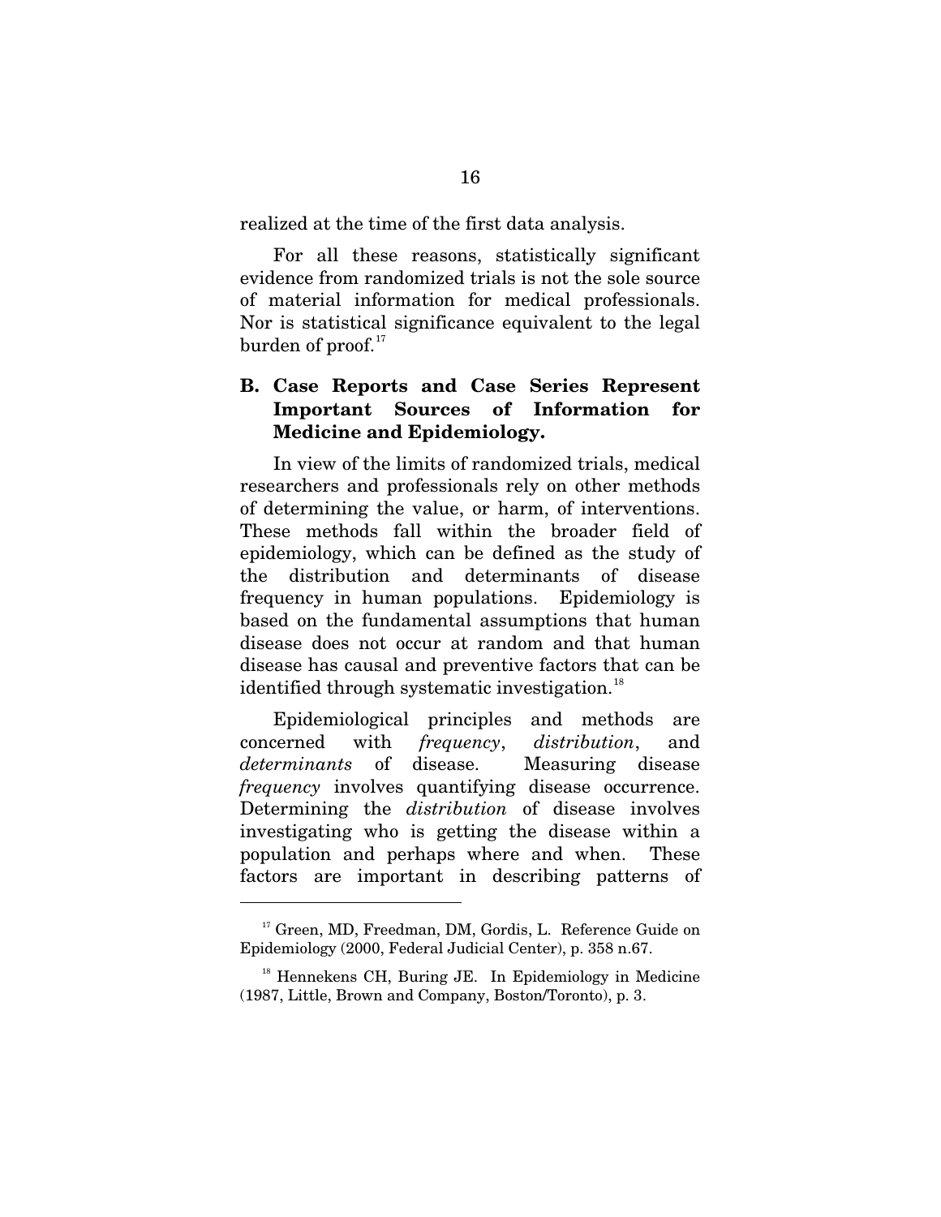realized at the time of the first data analysis.

For all these reasons, statistically significant evidence from randomized trials is not the sole source of material information for medical professionals. Nor is statistical significance equivalent to the legal burden of proof.[17]

## B. Case Reports and Case Series Represent Important Sources of Information for Medicine and Epidemiology.

In view of the limits of randomized trials, medical researchers and professionals rely on other methods of determining the value, or harm, of interventions. These methods fall within the broader field of epidemiology, which can be defined as the study of the distribution and determinants of disease frequency in human populations. Epidemiology is based on the fundamental assumptions that human disease does not occur at random and that human disease has causal and preventive factors that can be identified through systematic investigation.[18]

Epidemiological principles and methods are concerned with *frequency*, *distribution*, and *determinants* of disease. Measuring disease *frequency* involves quantifying disease occurrence. Determining the *distribution* of disease involves investigating who is getting the disease within a population and perhaps where and when. These factors are important in describing patterns of

---

[17] Green, MD, Freedman, DM, Gordis, L. Reference Guide on Epidemiology (2000, Federal Judicial Center), p. 358 n.67.

[18] Hennekens CH, Buring JE. In Epidemiology in Medicine (1987, Little, Brown and Company, Boston/Toronto), p. 3.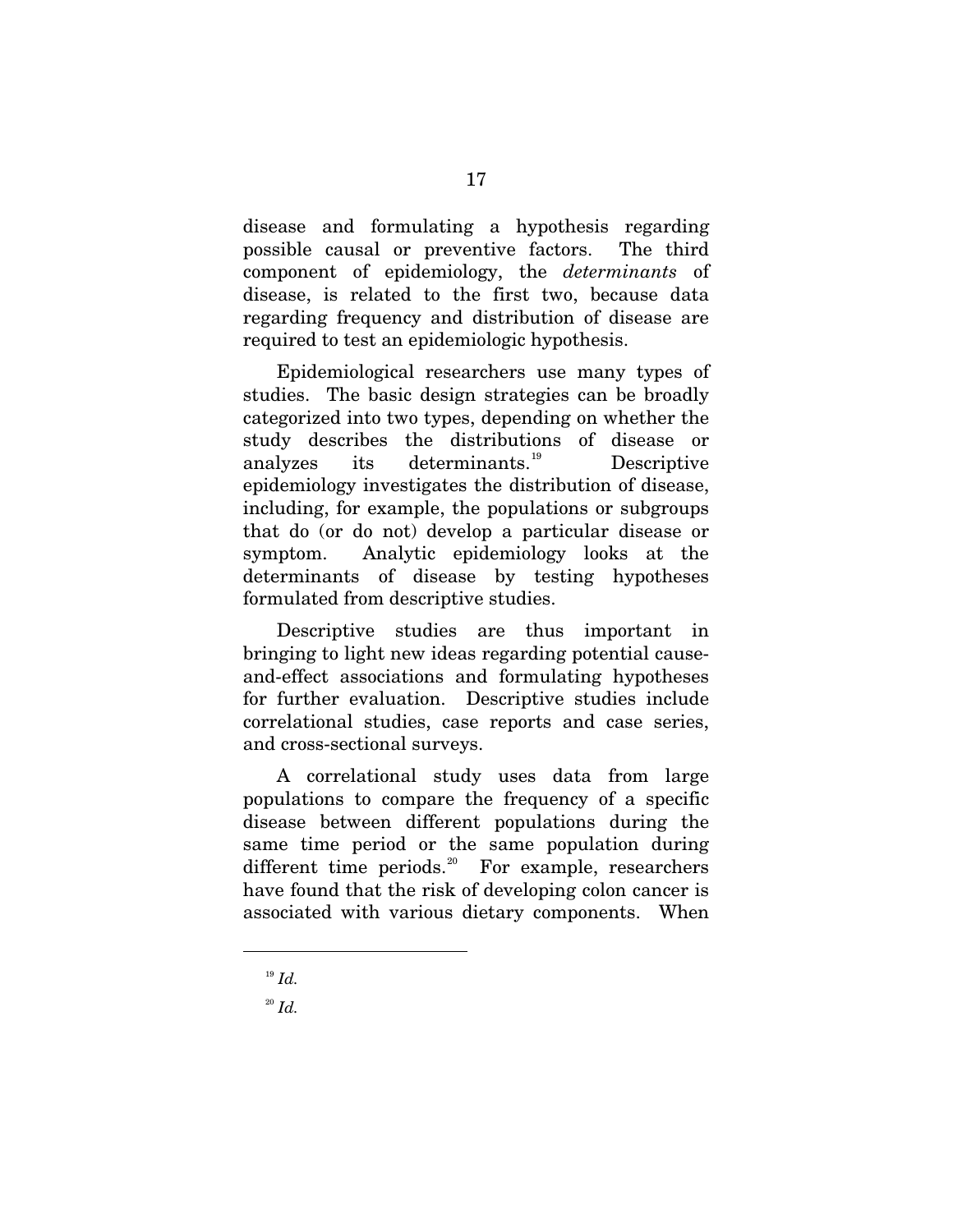disease and formulating a hypothesis regarding possible causal or preventive factors. The third component of epidemiology, the *determinants* of disease, is related to the first two, because data regarding frequency and distribution of disease are required to test an epidemiologic hypothesis.

Epidemiological researchers use many types of studies. The basic design strategies can be broadly categorized into two types, depending on whether the study describes the distributions of disease or analyzes its determinants.[19] Descriptive epidemiology investigates the distribution of disease, including, for example, the populations or subgroups that do (or do not) develop a particular disease or symptom. Analytic epidemiology looks at the determinants of disease by testing hypotheses formulated from descriptive studies.

Descriptive studies are thus important in bringing to light new ideas regarding potential cause-and-effect associations and formulating hypotheses for further evaluation. Descriptive studies include correlational studies, case reports and case series, and cross-sectional surveys.

A correlational study uses data from large populations to compare the frequency of a specific disease between different populations during the same time period or the same population during different time periods.[20] For example, researchers have found that the risk of developing colon cancer is associated with various dietary components. When

---

[19] *Id.*

[20] *Id.*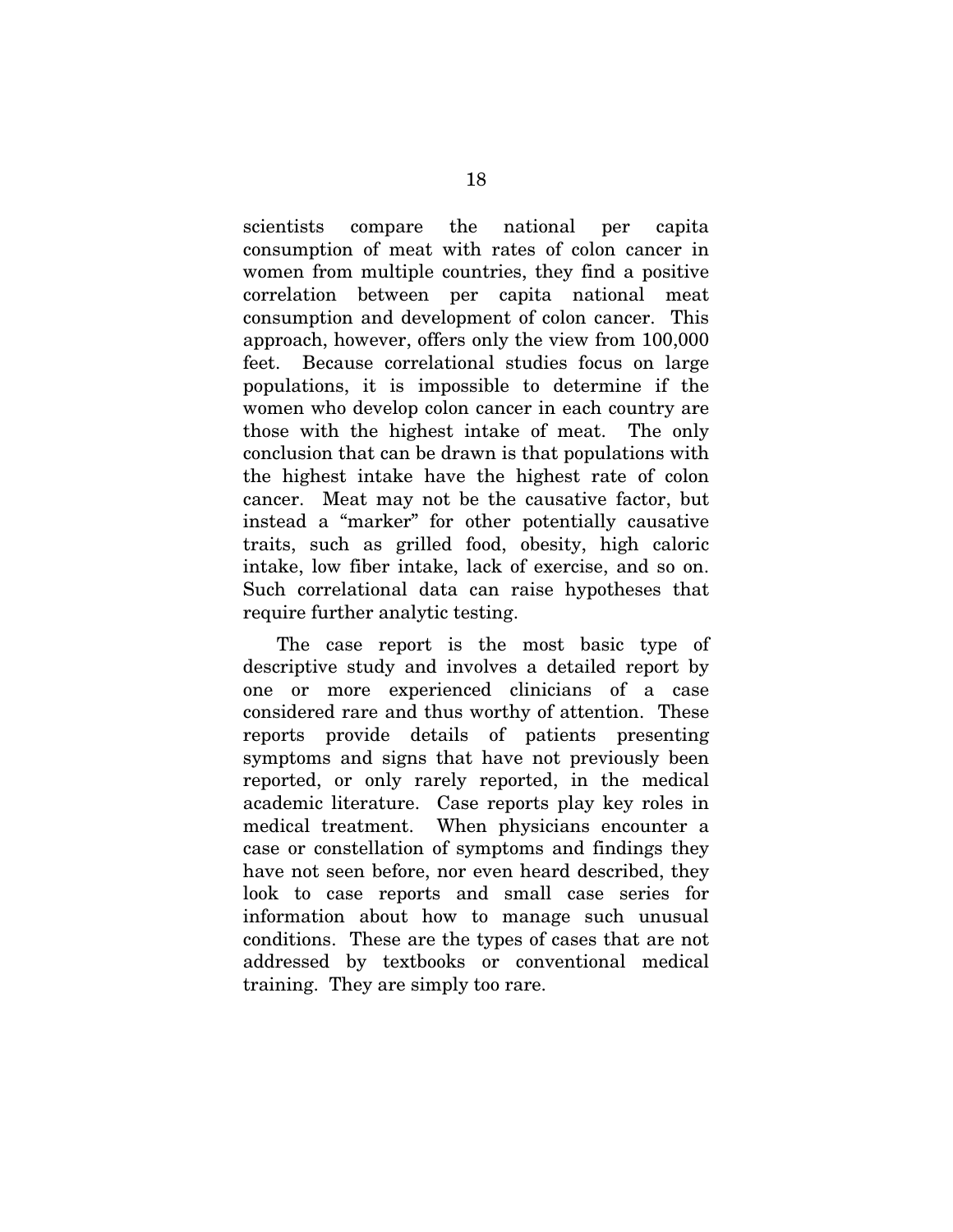scientists compare the national per capita consumption of meat with rates of colon cancer in women from multiple countries, they find a positive correlation between per capita national meat consumption and development of colon cancer. This approach, however, offers only the view from 100,000 feet. Because correlational studies focus on large populations, it is impossible to determine if the women who develop colon cancer in each country are those with the highest intake of meat. The only conclusion that can be drawn is that populations with the highest intake have the highest rate of colon cancer. Meat may not be the causative factor, but instead a "marker" for other potentially causative traits, such as grilled food, obesity, high caloric intake, low fiber intake, lack of exercise, and so on. Such correlational data can raise hypotheses that require further analytic testing.

The case report is the most basic type of descriptive study and involves a detailed report by one or more experienced clinicians of a case considered rare and thus worthy of attention. These reports provide details of patients presenting symptoms and signs that have not previously been reported, or only rarely reported, in the medical academic literature. Case reports play key roles in medical treatment. When physicians encounter a case or constellation of symptoms and findings they have not seen before, nor even heard described, they look to case reports and small case series for information about how to manage such unusual conditions. These are the types of cases that are not addressed by textbooks or conventional medical training. They are simply too rare.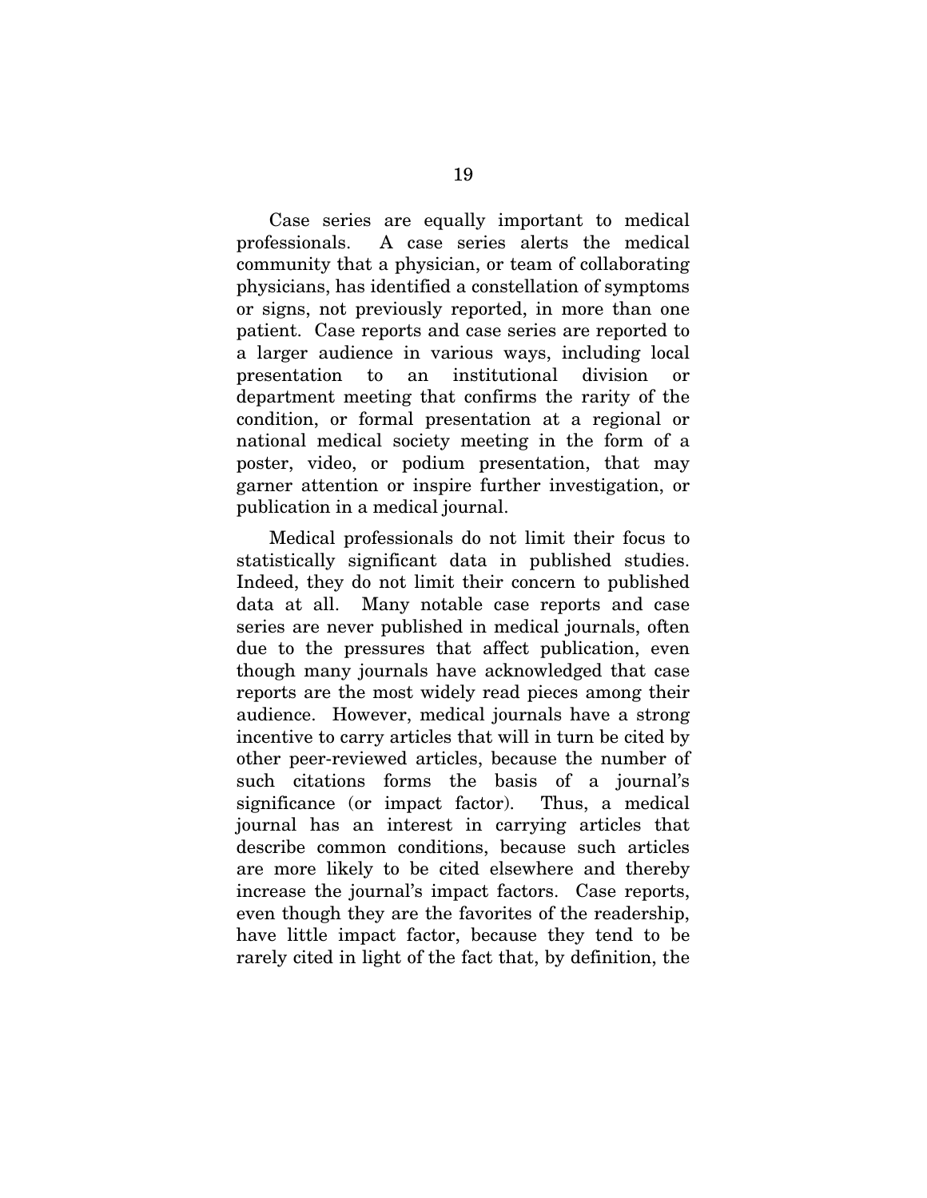Case series are equally important to medical professionals. A case series alerts the medical community that a physician, or team of collaborating physicians, has identified a constellation of symptoms or signs, not previously reported, in more than one patient. Case reports and case series are reported to a larger audience in various ways, including local presentation to an institutional division or department meeting that confirms the rarity of the condition, or formal presentation at a regional or national medical society meeting in the form of a poster, video, or podium presentation, that may garner attention or inspire further investigation, or publication in a medical journal.

Medical professionals do not limit their focus to statistically significant data in published studies. Indeed, they do not limit their concern to published data at all. Many notable case reports and case series are never published in medical journals, often due to the pressures that affect publication, even though many journals have acknowledged that case reports are the most widely read pieces among their audience. However, medical journals have a strong incentive to carry articles that will in turn be cited by other peer-reviewed articles, because the number of such citations forms the basis of a journal's significance (or impact factor). Thus, a medical journal has an interest in carrying articles that describe common conditions, because such articles are more likely to be cited elsewhere and thereby increase the journal's impact factors. Case reports, even though they are the favorites of the readership, have little impact factor, because they tend to be rarely cited in light of the fact that, by definition, the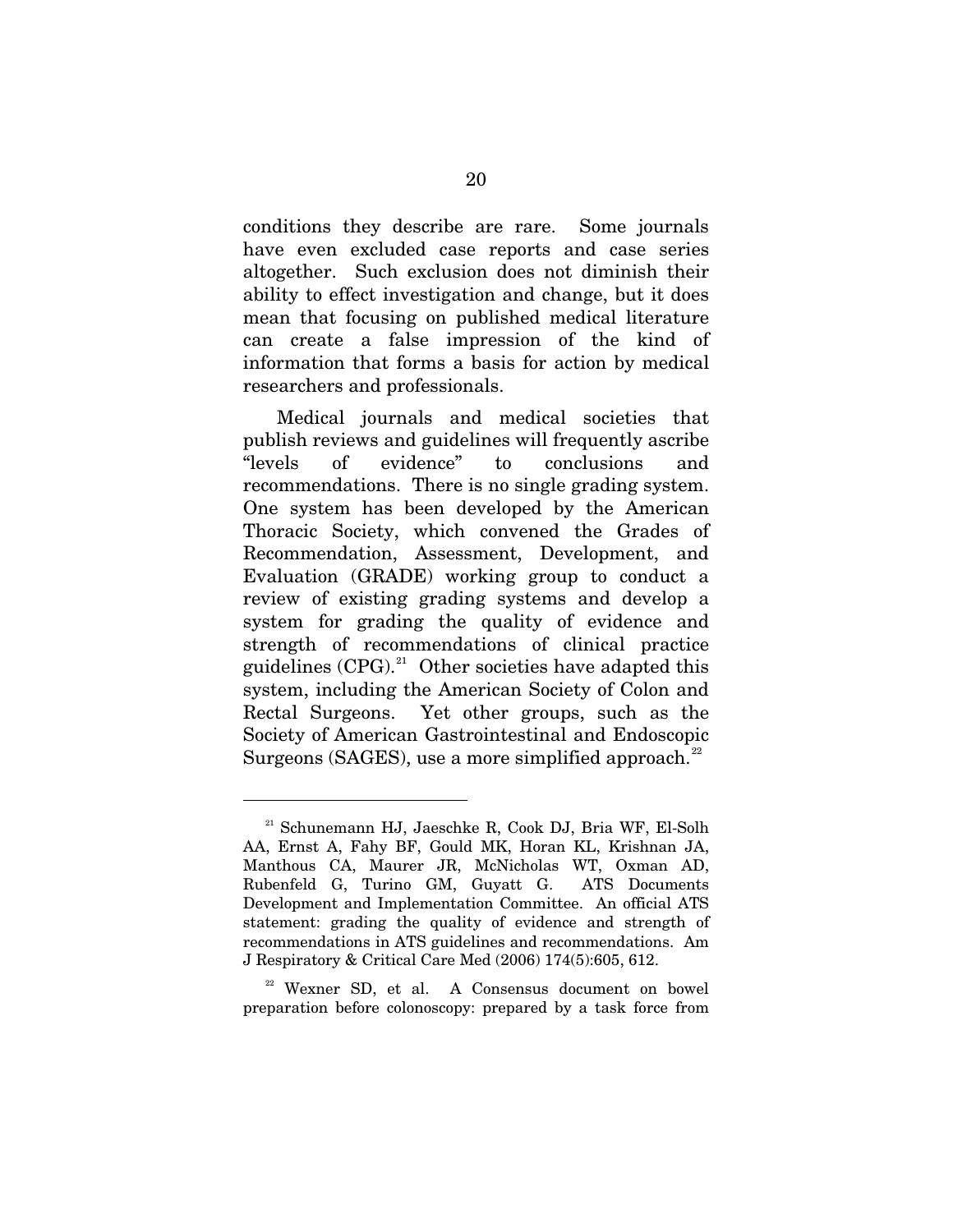conditions they describe are rare. Some journals have even excluded case reports and case series altogether. Such exclusion does not diminish their ability to effect investigation and change, but it does mean that focusing on published medical literature can create a false impression of the kind of information that forms a basis for action by medical researchers and professionals.

Medical journals and medical societies that publish reviews and guidelines will frequently ascribe "levels of evidence" to conclusions and recommendations. There is no single grading system. One system has been developed by the American Thoracic Society, which convened the Grades of Recommendation, Assessment, Development, and Evaluation (GRADE) working group to conduct a review of existing grading systems and develop a system for grading the quality of evidence and strength of recommendations of clinical practice guidelines (CPG).[21] Other societies have adapted this system, including the American Society of Colon and Rectal Surgeons. Yet other groups, such as the Society of American Gastrointestinal and Endoscopic Surgeons (SAGES), use a more simplified approach.[22]

---

[21] Schunemann HJ, Jaeschke R, Cook DJ, Bria WF, El-Solh AA, Ernst A, Fahy BF, Gould MK, Horan KL, Krishnan JA, Manthous CA, Maurer JR, McNicholas WT, Oxman AD, Rubenfeld G, Turino GM, Guyatt G. ATS Documents Development and Implementation Committee. An official ATS statement: grading the quality of evidence and strength of recommendations in ATS guidelines and recommendations. Am J Respiratory & Critical Care Med (2006) 174(5):605, 612.

[22] Wexner SD, et al. A Consensus document on bowel preparation before colonoscopy: prepared by a task force from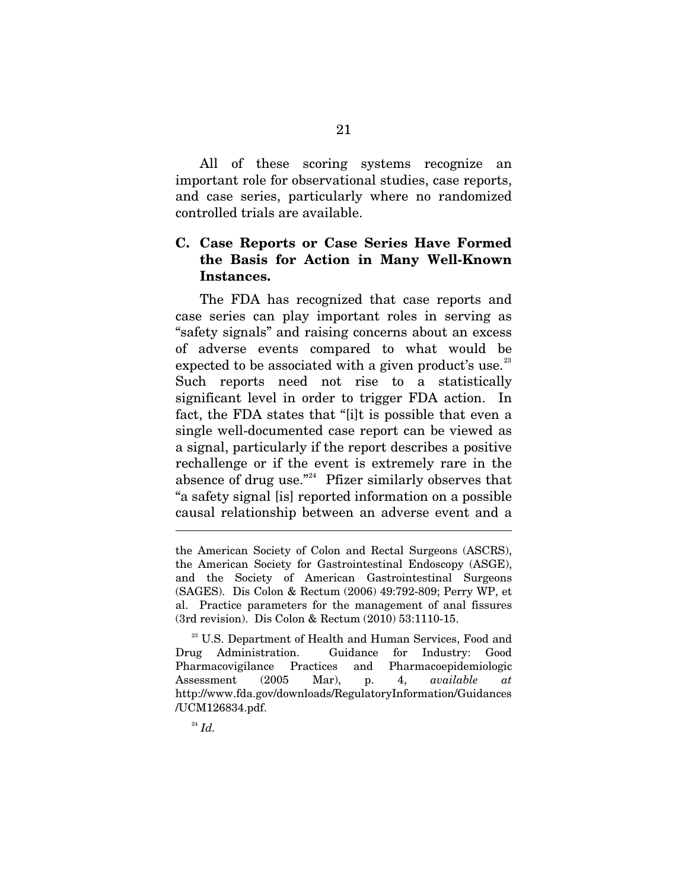All of these scoring systems recognize an important role for observational studies, case reports, and case series, particularly where no randomized controlled trials are available.

### C. Case Reports or Case Series Have Formed the Basis for Action in Many Well-Known Instances.

The FDA has recognized that case reports and case series can play important roles in serving as "safety signals" and raising concerns about an excess of adverse events compared to what would be expected to be associated with a given product's use.[23] Such reports need not rise to a statistically significant level in order to trigger FDA action. In fact, the FDA states that "[i]t is possible that even a single well-documented case report can be viewed as a signal, particularly if the report describes a positive rechallenge or if the event is extremely rare in the absence of drug use."[24] Pfizer similarly observes that "a safety signal [is] reported information on a possible causal relationship between an adverse event and a

---

the American Society of Colon and Rectal Surgeons (ASCRS), the American Society for Gastrointestinal Endoscopy (ASGE), and the Society of American Gastrointestinal Surgeons (SAGES). Dis Colon & Rectum (2006) 49:792-809; Perry WP, et al. Practice parameters for the management of anal fissures (3rd revision). Dis Colon & Rectum (2010) 53:1110-15.

[23] U.S. Department of Health and Human Services, Food and Drug Administration. Guidance for Industry: Good Pharmacovigilance Practices and Pharmacoepidemiologic Assessment (2005 Mar), p. 4, *available at* http://www.fda.gov/downloads/RegulatoryInformation/Guidances/UCM126834.pdf.

[24] *Id.*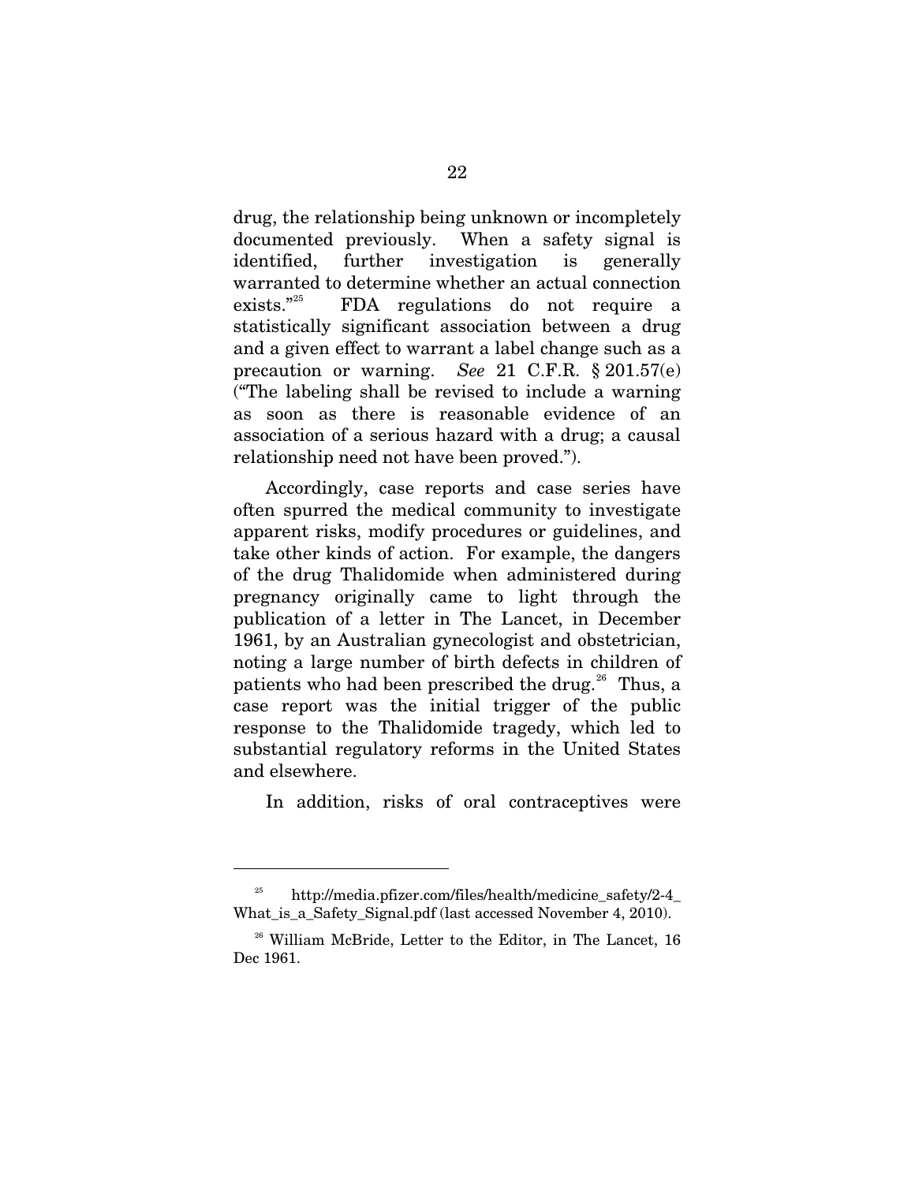drug, the relationship being unknown or incompletely documented previously. When a safety signal is identified, further investigation is generally warranted to determine whether an actual connection exists."[25] FDA regulations do not require a statistically significant association between a drug and a given effect to warrant a label change such as a precaution or warning. *See* 21 C.F.R. § 201.57(e) ("The labeling shall be revised to include a warning as soon as there is reasonable evidence of an association of a serious hazard with a drug; a causal relationship need not have been proved.").

Accordingly, case reports and case series have often spurred the medical community to investigate apparent risks, modify procedures or guidelines, and take other kinds of action. For example, the dangers of the drug Thalidomide when administered during pregnancy originally came to light through the publication of a letter in The Lancet, in December 1961, by an Australian gynecologist and obstetrician, noting a large number of birth defects in children of patients who had been prescribed the drug.[26] Thus, a case report was the initial trigger of the public response to the Thalidomide tragedy, which led to substantial regulatory reforms in the United States and elsewhere.

In addition, risks of oral contraceptives were

---

[25] http://media.pfizer.com/files/health/medicine_safety/2-4_What_is_a_Safety_Signal.pdf (last accessed November 4, 2010).

[26] William McBride, Letter to the Editor, in The Lancet, 16 Dec 1961.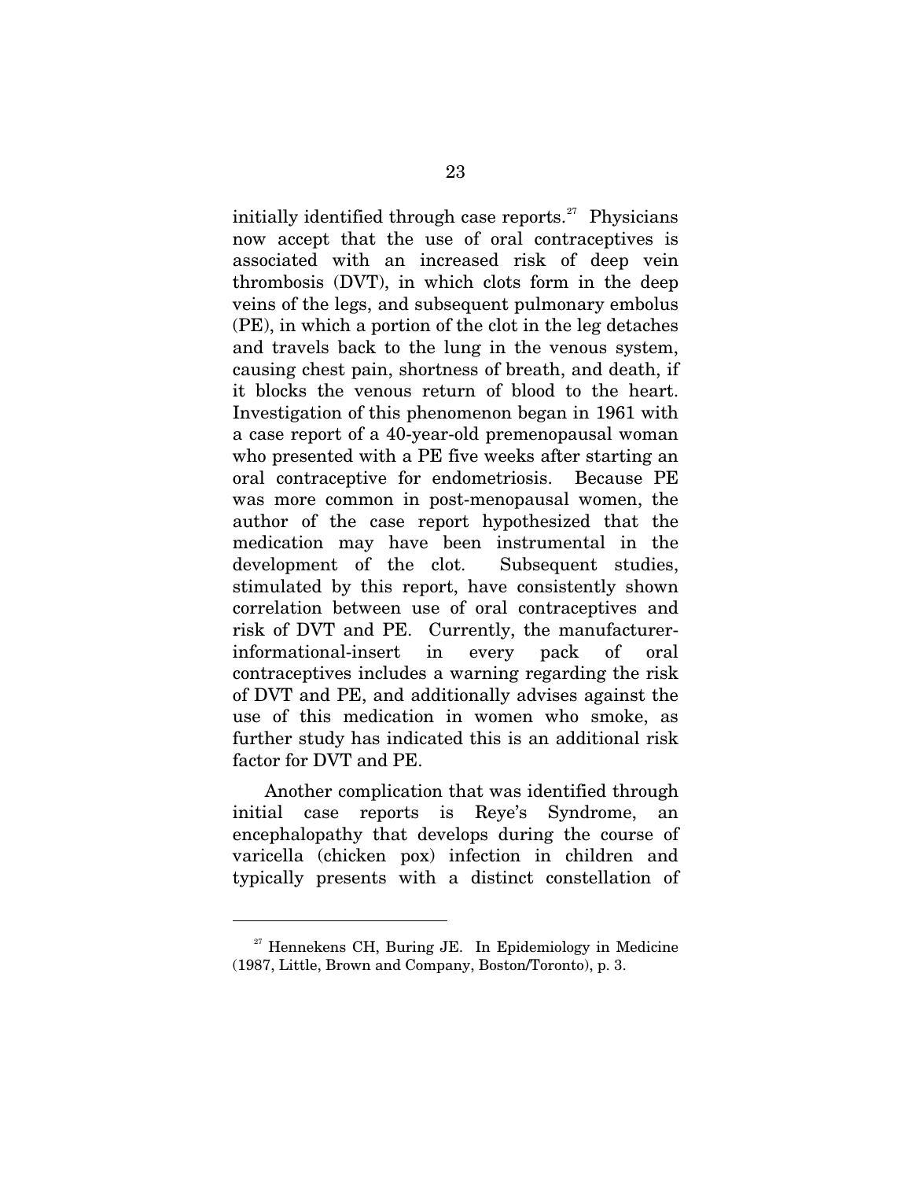initially identified through case reports.[27] Physicians now accept that the use of oral contraceptives is associated with an increased risk of deep vein thrombosis (DVT), in which clots form in the deep veins of the legs, and subsequent pulmonary embolus (PE), in which a portion of the clot in the leg detaches and travels back to the lung in the venous system, causing chest pain, shortness of breath, and death, if it blocks the venous return of blood to the heart. Investigation of this phenomenon began in 1961 with a case report of a 40-year-old premenopausal woman who presented with a PE five weeks after starting an oral contraceptive for endometriosis. Because PE was more common in post-menopausal women, the author of the case report hypothesized that the medication may have been instrumental in the development of the clot. Subsequent studies, stimulated by this report, have consistently shown correlation between use of oral contraceptives and risk of DVT and PE. Currently, the manufacturer-informational-insert in every pack of oral contraceptives includes a warning regarding the risk of DVT and PE, and additionally advises against the use of this medication in women who smoke, as further study has indicated this is an additional risk factor for DVT and PE.

Another complication that was identified through initial case reports is Reye's Syndrome, an encephalopathy that develops during the course of varicella (chicken pox) infection in children and typically presents with a distinct constellation of

[27] Hennekens CH, Buring JE. In Epidemiology in Medicine (1987, Little, Brown and Company, Boston/Toronto), p. 3.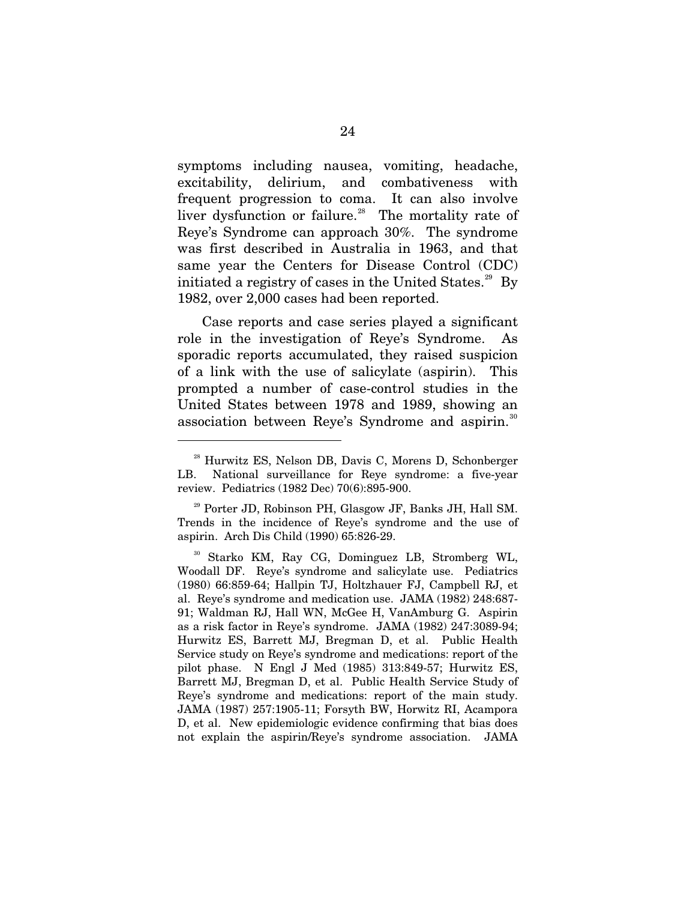symptoms including nausea, vomiting, headache, excitability, delirium, and combativeness with frequent progression to coma. It can also involve liver dysfunction or failure.[28] The mortality rate of Reye's Syndrome can approach 30%. The syndrome was first described in Australia in 1963, and that same year the Centers for Disease Control (CDC) initiated a registry of cases in the United States.[29] By 1982, over 2,000 cases had been reported.

Case reports and case series played a significant role in the investigation of Reye's Syndrome. As sporadic reports accumulated, they raised suspicion of a link with the use of salicylate (aspirin). This prompted a number of case-control studies in the United States between 1978 and 1989, showing an association between Reye's Syndrome and aspirin.[30]

---

[28] Hurwitz ES, Nelson DB, Davis C, Morens D, Schonberger LB. National surveillance for Reye syndrome: a five-year review. Pediatrics (1982 Dec) 70(6):895-900.

[29] Porter JD, Robinson PH, Glasgow JF, Banks JH, Hall SM. Trends in the incidence of Reye's syndrome and the use of aspirin. Arch Dis Child (1990) 65:826-29.

[30] Starko KM, Ray CG, Dominguez LB, Stromberg WL, Woodall DF. Reye's syndrome and salicylate use. Pediatrics (1980) 66:859-64; Hallpin TJ, Holtzhauer FJ, Campbell RJ, et al. Reye's syndrome and medication use. JAMA (1982) 248:687-91; Waldman RJ, Hall WN, McGee H, VanAmburg G. Aspirin as a risk factor in Reye's syndrome. JAMA (1982) 247:3089-94; Hurwitz ES, Barrett MJ, Bregman D, et al. Public Health Service study on Reye's syndrome and medications: report of the pilot phase. N Engl J Med (1985) 313:849-57; Hurwitz ES, Barrett MJ, Bregman D, et al. Public Health Service Study of Reye's syndrome and medications: report of the main study. JAMA (1987) 257:1905-11; Forsyth BW, Horwitz RI, Acampora D, et al. New epidemiologic evidence confirming that bias does not explain the aspirin/Reye's syndrome association. JAMA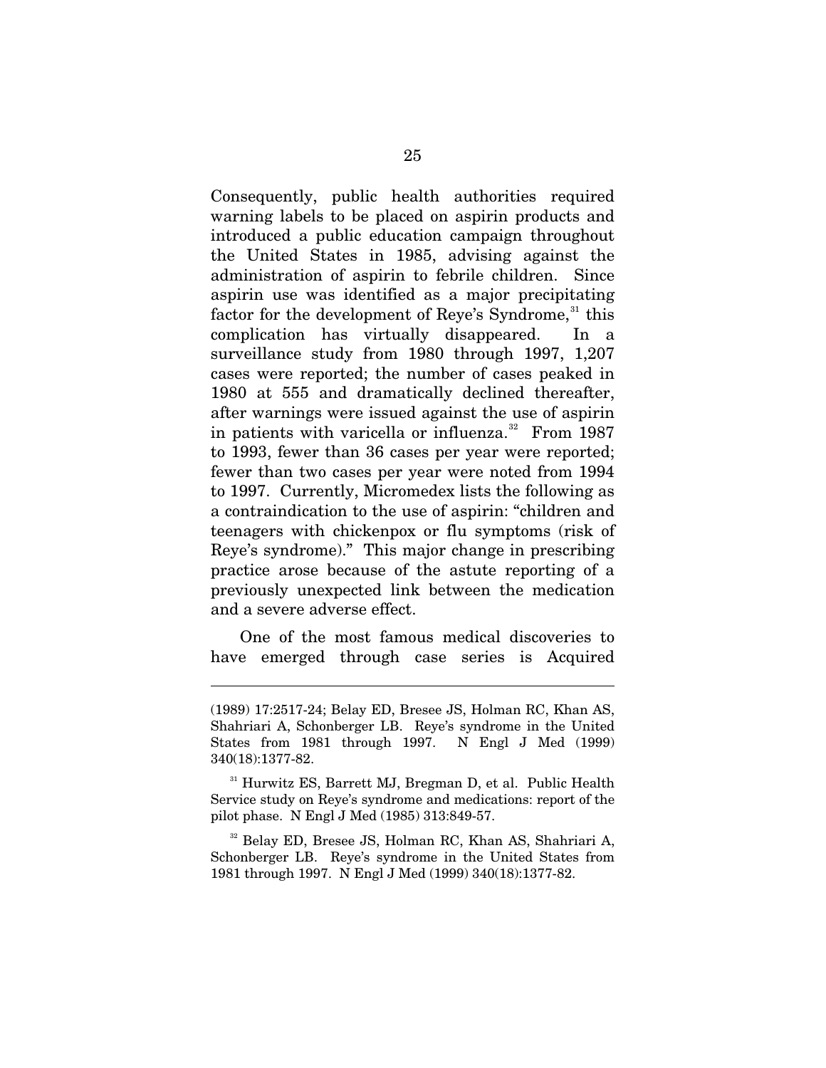Consequently, public health authorities required warning labels to be placed on aspirin products and introduced a public education campaign throughout the United States in 1985, advising against the administration of aspirin to febrile children. Since aspirin use was identified as a major precipitating factor for the development of Reye's Syndrome,[31] this complication has virtually disappeared. In a surveillance study from 1980 through 1997, 1,207 cases were reported; the number of cases peaked in 1980 at 555 and dramatically declined thereafter, after warnings were issued against the use of aspirin in patients with varicella or influenza.[32] From 1987 to 1993, fewer than 36 cases per year were reported; fewer than two cases per year were noted from 1994 to 1997. Currently, Micromedex lists the following as a contraindication to the use of aspirin: "children and teenagers with chickenpox or flu symptoms (risk of Reye's syndrome)." This major change in prescribing practice arose because of the astute reporting of a previously unexpected link between the medication and a severe adverse effect.

One of the most famous medical discoveries to have emerged through case series is Acquired

---

(1989) 17:2517-24; Belay ED, Bresee JS, Holman RC, Khan AS, Shahriari A, Schonberger LB. Reye's syndrome in the United States from 1981 through 1997. N Engl J Med (1999) 340(18):1377-82.

[31] Hurwitz ES, Barrett MJ, Bregman D, et al. Public Health Service study on Reye's syndrome and medications: report of the pilot phase. N Engl J Med (1985) 313:849-57.

[32] Belay ED, Bresee JS, Holman RC, Khan AS, Shahriari A, Schonberger LB. Reye's syndrome in the United States from 1981 through 1997. N Engl J Med (1999) 340(18):1377-82.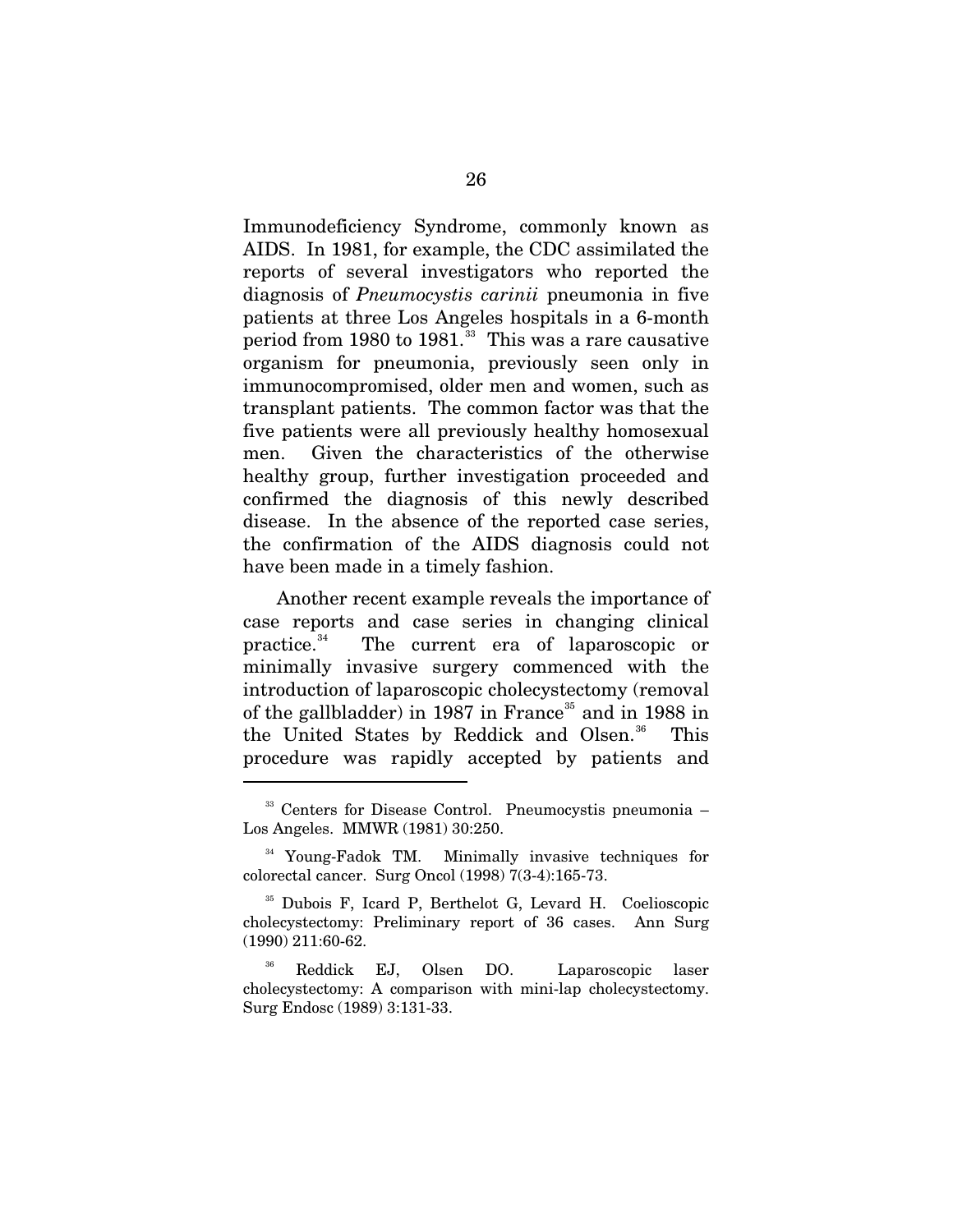Immunodeficiency Syndrome, commonly known as AIDS. In 1981, for example, the CDC assimilated the reports of several investigators who reported the diagnosis of *Pneumocystis carinii* pneumonia in five patients at three Los Angeles hospitals in a 6-month period from 1980 to 1981.[33] This was a rare causative organism for pneumonia, previously seen only in immunocompromised, older men and women, such as transplant patients. The common factor was that the five patients were all previously healthy homosexual men. Given the characteristics of the otherwise healthy group, further investigation proceeded and confirmed the diagnosis of this newly described disease. In the absence of the reported case series, the confirmation of the AIDS diagnosis could not have been made in a timely fashion.

Another recent example reveals the importance of case reports and case series in changing clinical practice.[34] The current era of laparoscopic or minimally invasive surgery commenced with the introduction of laparoscopic cholecystectomy (removal of the gallbladder) in 1987 in France[35] and in 1988 in the United States by Reddick and Olsen.[36] This procedure was rapidly accepted by patients and

---

[33] Centers for Disease Control. Pneumocystis pneumonia – Los Angeles. MMWR (1981) 30:250.

[34] Young-Fadok TM. Minimally invasive techniques for colorectal cancer. Surg Oncol (1998) 7(3-4):165-73.

[35] Dubois F, Icard P, Berthelot G, Levard H. Coelioscopic cholecystectomy: Preliminary report of 36 cases. Ann Surg (1990) 211:60-62.

[36] Reddick EJ, Olsen DO. Laparoscopic laser cholecystectomy: A comparison with mini-lap cholecystectomy. Surg Endosc (1989) 3:131-33.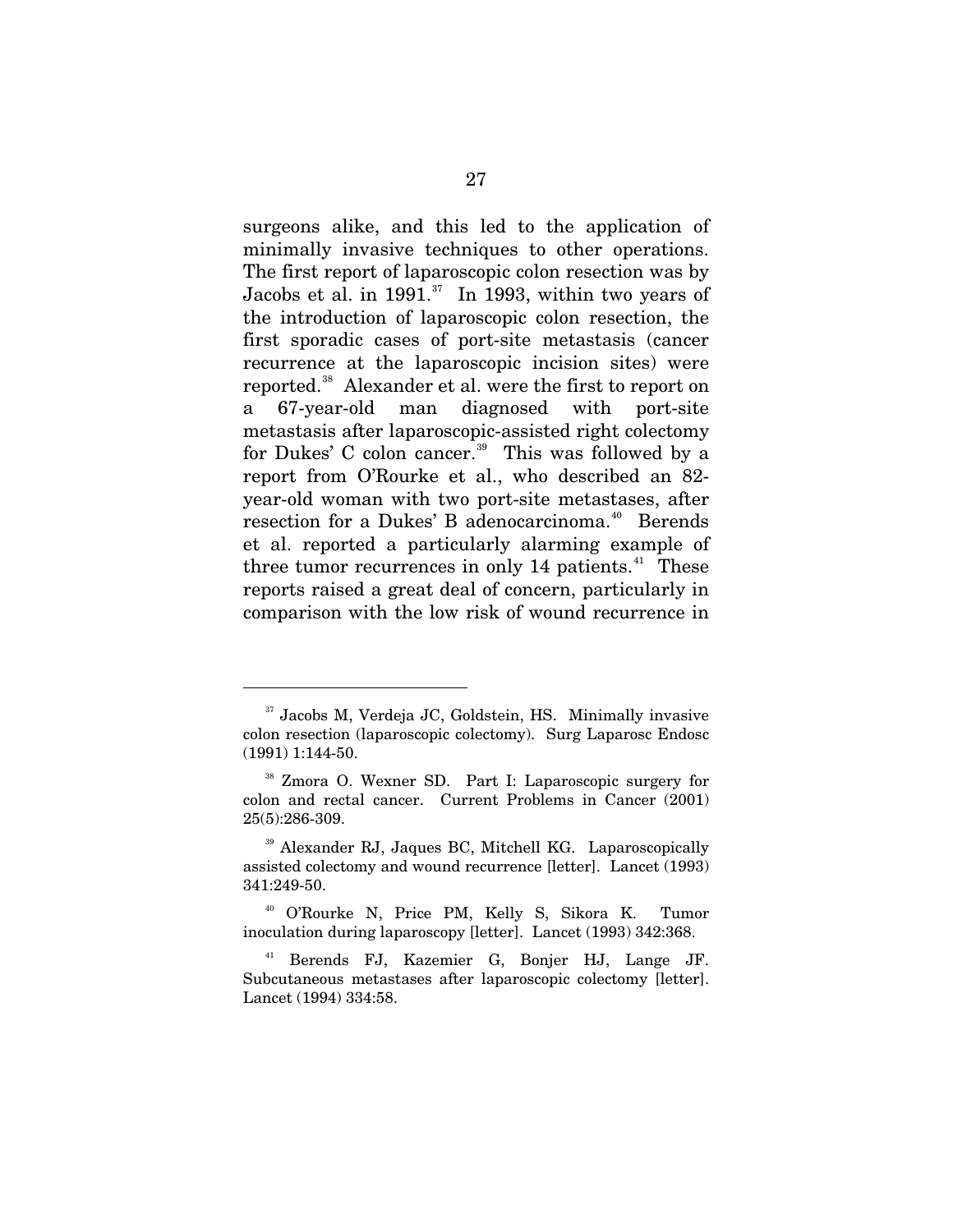surgeons alike, and this led to the application of minimally invasive techniques to other operations. The first report of laparoscopic colon resection was by Jacobs et al. in 1991.[37] In 1993, within two years of the introduction of laparoscopic colon resection, the first sporadic cases of port-site metastasis (cancer recurrence at the laparoscopic incision sites) were reported.[38] Alexander et al. were the first to report on a 67-year-old man diagnosed with port-site metastasis after laparoscopic-assisted right colectomy for Dukes' C colon cancer.[39] This was followed by a report from O'Rourke et al., who described an 82-year-old woman with two port-site metastases, after resection for a Dukes' B adenocarcinoma.[40] Berends et al. reported a particularly alarming example of three tumor recurrences in only 14 patients.[41] These reports raised a great deal of concern, particularly in comparison with the low risk of wound recurrence in

---

[37] Jacobs M, Verdeja JC, Goldstein, HS. Minimally invasive colon resection (laparoscopic colectomy). Surg Laparosc Endosc (1991) 1:144-50.

[38] Zmora O. Wexner SD. Part I: Laparoscopic surgery for colon and rectal cancer. Current Problems in Cancer (2001) 25(5):286-309.

[39] Alexander RJ, Jaques BC, Mitchell KG. Laparoscopically assisted colectomy and wound recurrence [letter]. Lancet (1993) 341:249-50.

[40] O'Rourke N, Price PM, Kelly S, Sikora K. Tumor inoculation during laparoscopy [letter]. Lancet (1993) 342:368.

[41] Berends FJ, Kazemier G, Bonjer HJ, Lange JF. Subcutaneous metastases after laparoscopic colectomy [letter]. Lancet (1994) 334:58.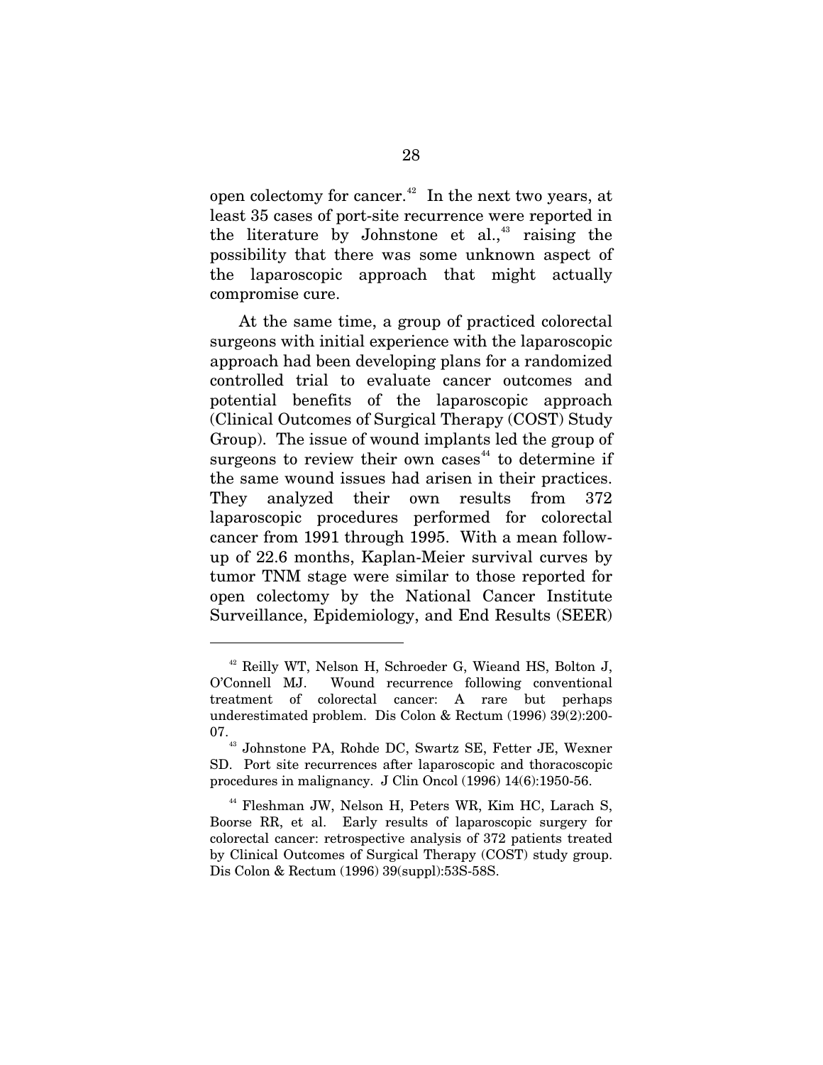open colectomy for cancer.[42] In the next two years, at least 35 cases of port-site recurrence were reported in the literature by Johnstone et al.,[43] raising the possibility that there was some unknown aspect of the laparoscopic approach that might actually compromise cure.

At the same time, a group of practiced colorectal surgeons with initial experience with the laparoscopic approach had been developing plans for a randomized controlled trial to evaluate cancer outcomes and potential benefits of the laparoscopic approach (Clinical Outcomes of Surgical Therapy (COST) Study Group). The issue of wound implants led the group of surgeons to review their own cases[44] to determine if the same wound issues had arisen in their practices. They analyzed their own results from 372 laparoscopic procedures performed for colorectal cancer from 1991 through 1995. With a mean follow-up of 22.6 months, Kaplan-Meier survival curves by tumor TNM stage were similar to those reported for open colectomy by the National Cancer Institute Surveillance, Epidemiology, and End Results (SEER)

---

[42] Reilly WT, Nelson H, Schroeder G, Wieand HS, Bolton J, O'Connell MJ. Wound recurrence following conventional treatment of colorectal cancer: A rare but perhaps underestimated problem. Dis Colon & Rectum (1996) 39(2):200-07.

[43] Johnstone PA, Rohde DC, Swartz SE, Fetter JE, Wexner SD. Port site recurrences after laparoscopic and thoracoscopic procedures in malignancy. J Clin Oncol (1996) 14(6):1950-56.

[44] Fleshman JW, Nelson H, Peters WR, Kim HC, Larach S, Boorse RR, et al. Early results of laparoscopic surgery for colorectal cancer: retrospective analysis of 372 patients treated by Clinical Outcomes of Surgical Therapy (COST) study group. Dis Colon & Rectum (1996) 39(suppl):53S-58S.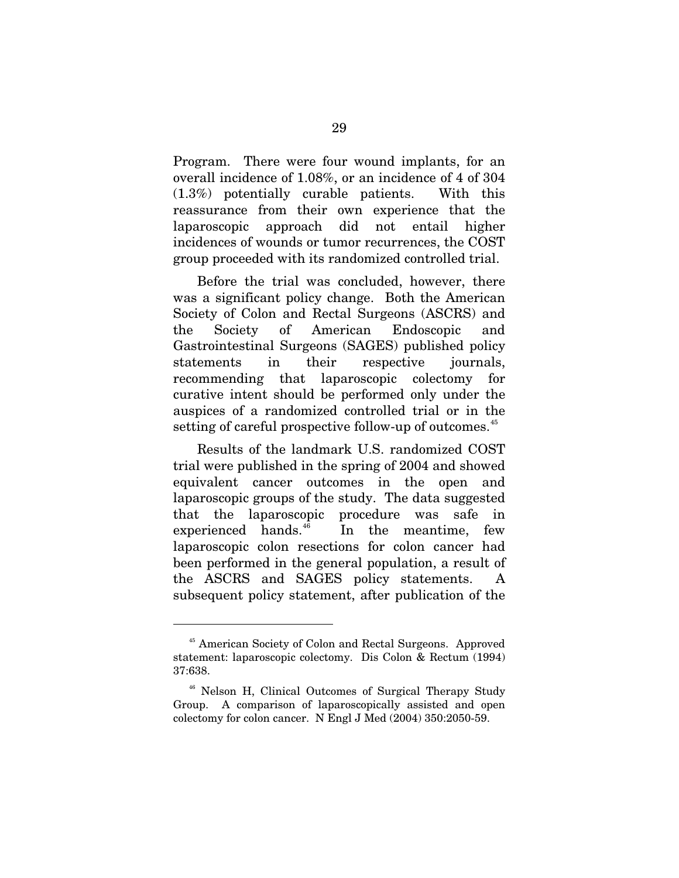Program. There were four wound implants, for an overall incidence of 1.08%, or an incidence of 4 of 304 (1.3%) potentially curable patients. With this reassurance from their own experience that the laparoscopic approach did not entail higher incidences of wounds or tumor recurrences, the COST group proceeded with its randomized controlled trial.

Before the trial was concluded, however, there was a significant policy change. Both the American Society of Colon and Rectal Surgeons (ASCRS) and the Society of American Endoscopic and Gastrointestinal Surgeons (SAGES) published policy statements in their respective journals, recommending that laparoscopic colectomy for curative intent should be performed only under the auspices of a randomized controlled trial or in the setting of careful prospective follow-up of outcomes.[45]

Results of the landmark U.S. randomized COST trial were published in the spring of 2004 and showed equivalent cancer outcomes in the open and laparoscopic groups of the study. The data suggested that the laparoscopic procedure was safe in experienced hands.[46] In the meantime, few laparoscopic colon resections for colon cancer had been performed in the general population, a result of the ASCRS and SAGES policy statements. A subsequent policy statement, after publication of the

---

[45] American Society of Colon and Rectal Surgeons. Approved statement: laparoscopic colectomy. Dis Colon & Rectum (1994) 37:638.

[46] Nelson H, Clinical Outcomes of Surgical Therapy Study Group. A comparison of laparoscopically assisted and open colectomy for colon cancer. N Engl J Med (2004) 350:2050-59.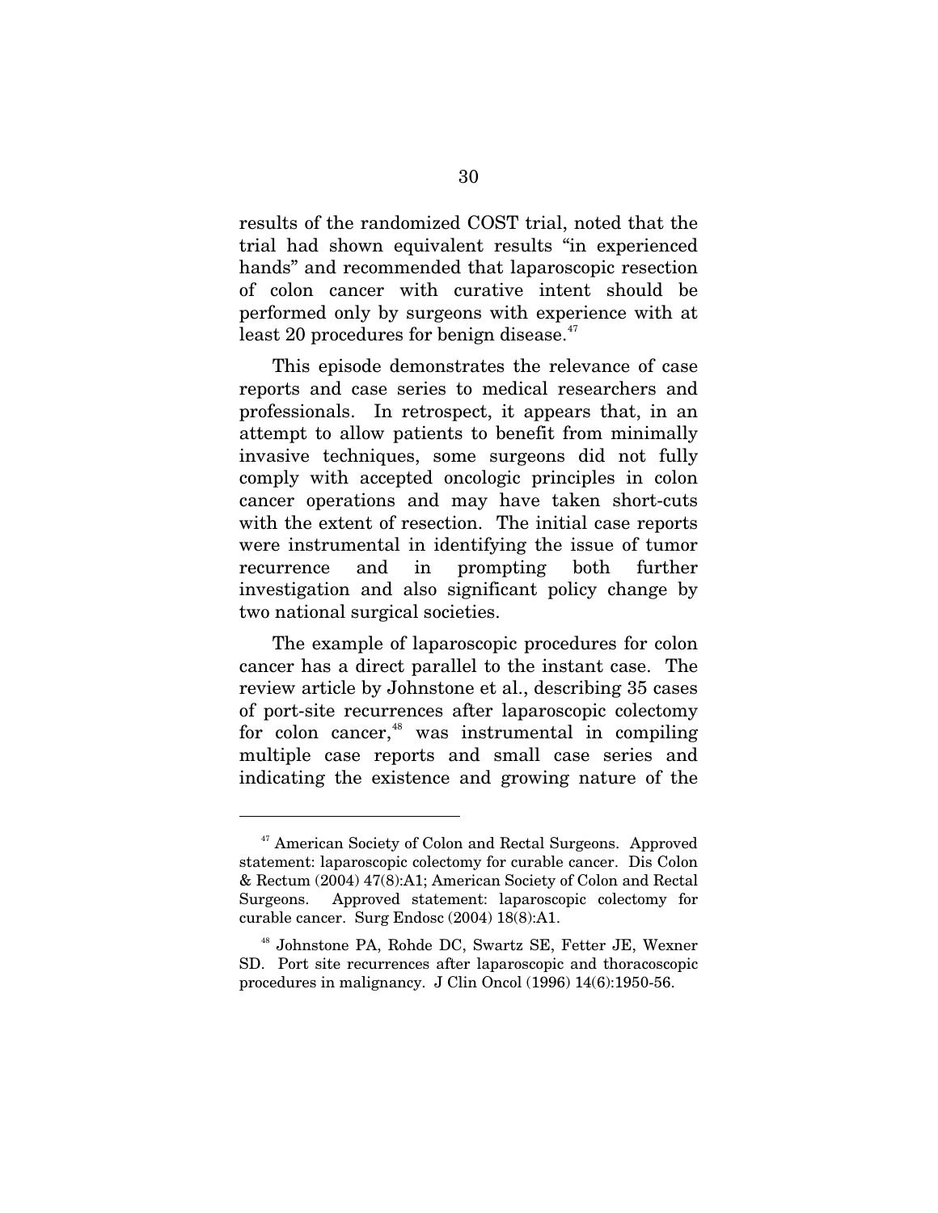results of the randomized COST trial, noted that the trial had shown equivalent results "in experienced hands" and recommended that laparoscopic resection of colon cancer with curative intent should be performed only by surgeons with experience with at least 20 procedures for benign disease.[47]

This episode demonstrates the relevance of case reports and case series to medical researchers and professionals. In retrospect, it appears that, in an attempt to allow patients to benefit from minimally invasive techniques, some surgeons did not fully comply with accepted oncologic principles in colon cancer operations and may have taken short-cuts with the extent of resection. The initial case reports were instrumental in identifying the issue of tumor recurrence and in prompting both further investigation and also significant policy change by two national surgical societies.

The example of laparoscopic procedures for colon cancer has a direct parallel to the instant case. The review article by Johnstone et al., describing 35 cases of port-site recurrences after laparoscopic colectomy for colon cancer,[48] was instrumental in compiling multiple case reports and small case series and indicating the existence and growing nature of the

---

[47] American Society of Colon and Rectal Surgeons. Approved statement: laparoscopic colectomy for curable cancer. Dis Colon & Rectum (2004) 47(8):A1; American Society of Colon and Rectal Surgeons. Approved statement: laparoscopic colectomy for curable cancer. Surg Endosc (2004) 18(8):A1.

[48] Johnstone PA, Rohde DC, Swartz SE, Fetter JE, Wexner SD. Port site recurrences after laparoscopic and thoracoscopic procedures in malignancy. J Clin Oncol (1996) 14(6):1950-56.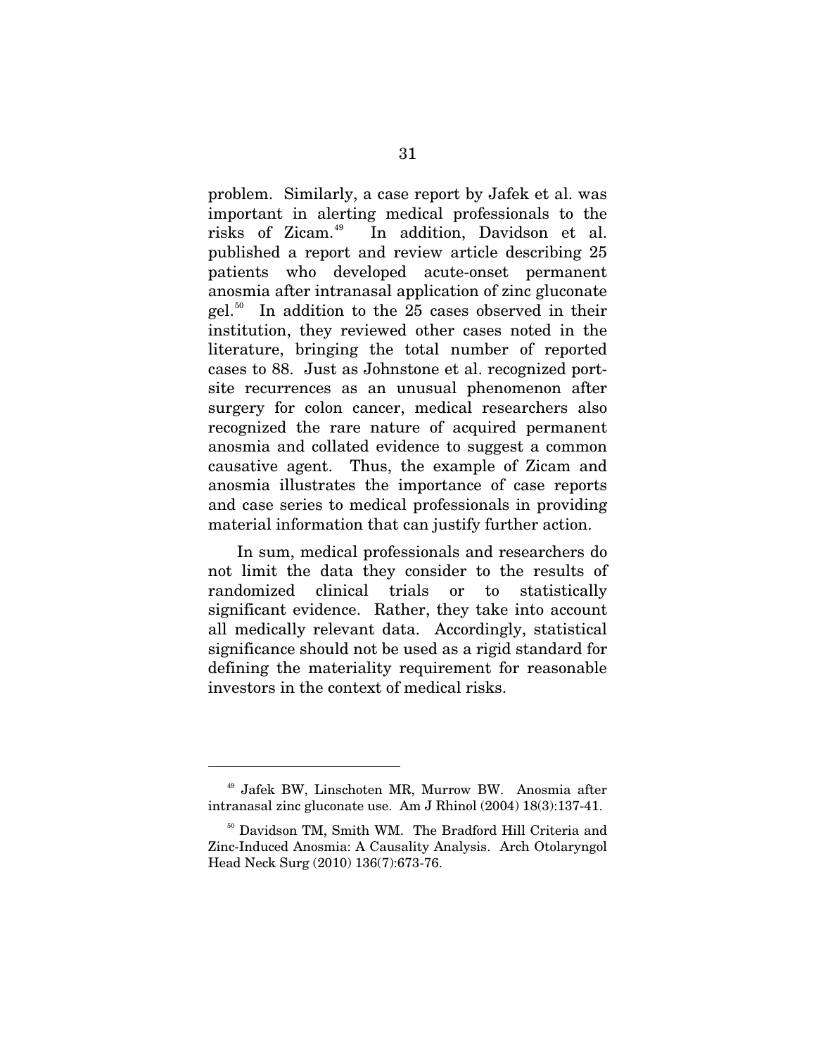problem. Similarly, a case report by Jafek et al. was important in alerting medical professionals to the risks of Zicam.[49] In addition, Davidson et al. published a report and review article describing 25 patients who developed acute-onset permanent anosmia after intranasal application of zinc gluconate gel.[50] In addition to the 25 cases observed in their institution, they reviewed other cases noted in the literature, bringing the total number of reported cases to 88. Just as Johnstone et al. recognized port-site recurrences as an unusual phenomenon after surgery for colon cancer, medical researchers also recognized the rare nature of acquired permanent anosmia and collated evidence to suggest a common causative agent. Thus, the example of Zicam and anosmia illustrates the importance of case reports and case series to medical professionals in providing material information that can justify further action.

In sum, medical professionals and researchers do not limit the data they consider to the results of randomized clinical trials or to statistically significant evidence. Rather, they take into account all medically relevant data. Accordingly, statistical significance should not be used as a rigid standard for defining the materiality requirement for reasonable investors in the context of medical risks.

---

[49] Jafek BW, Linschoten MR, Murrow BW. Anosmia after intranasal zinc gluconate use. Am J Rhinol (2004) 18(3):137-41.

[50] Davidson TM, Smith WM. The Bradford Hill Criteria and Zinc-Induced Anosmia: A Causality Analysis. Arch Otolaryngol Head Neck Surg (2010) 136(7):673-76.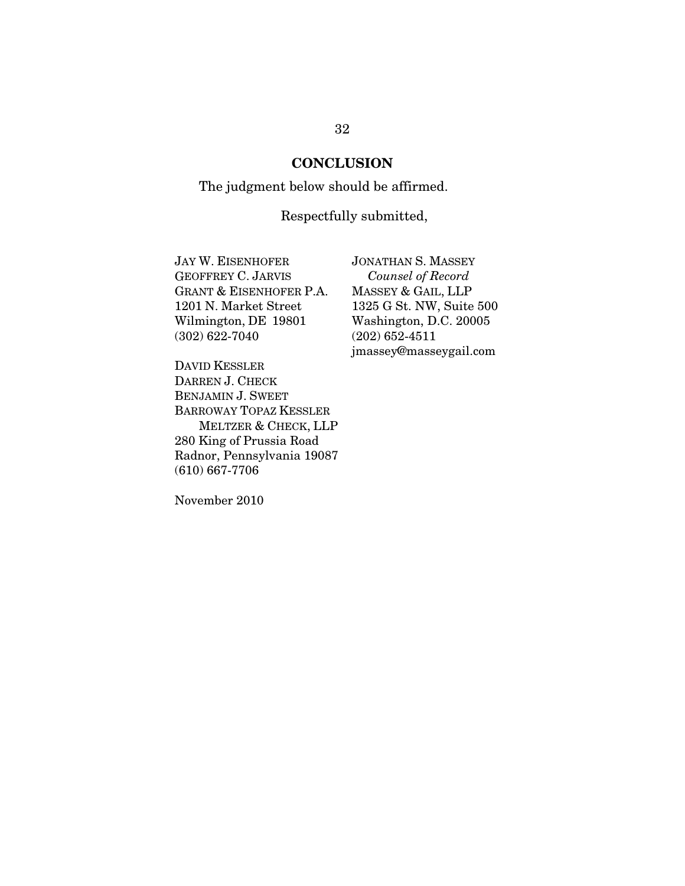## CONCLUSION

The judgment below should be affirmed.

Respectfully submitted,

JAY W. EISENHOFER
GEOFFREY C. JARVIS
GRANT & EISENHOFER P.A.
1201 N. Market Street
Wilmington, DE 19801
(302) 622-7040

DAVID KESSLER
DARREN J. CHECK
BENJAMIN J. SWEET
BARROWAY TOPAZ KESSLER MELTZER & CHECK, LLP
280 King of Prussia Road
Radnor, Pennsylvania 19087
(610) 667-7706

JONATHAN S. MASSEY
*Counsel of Record*
MASSEY & GAIL, LLP
1325 G St. NW, Suite 500
Washington, D.C. 20005
(202) 652-4511
jmassey@masseygail.com

November 2010